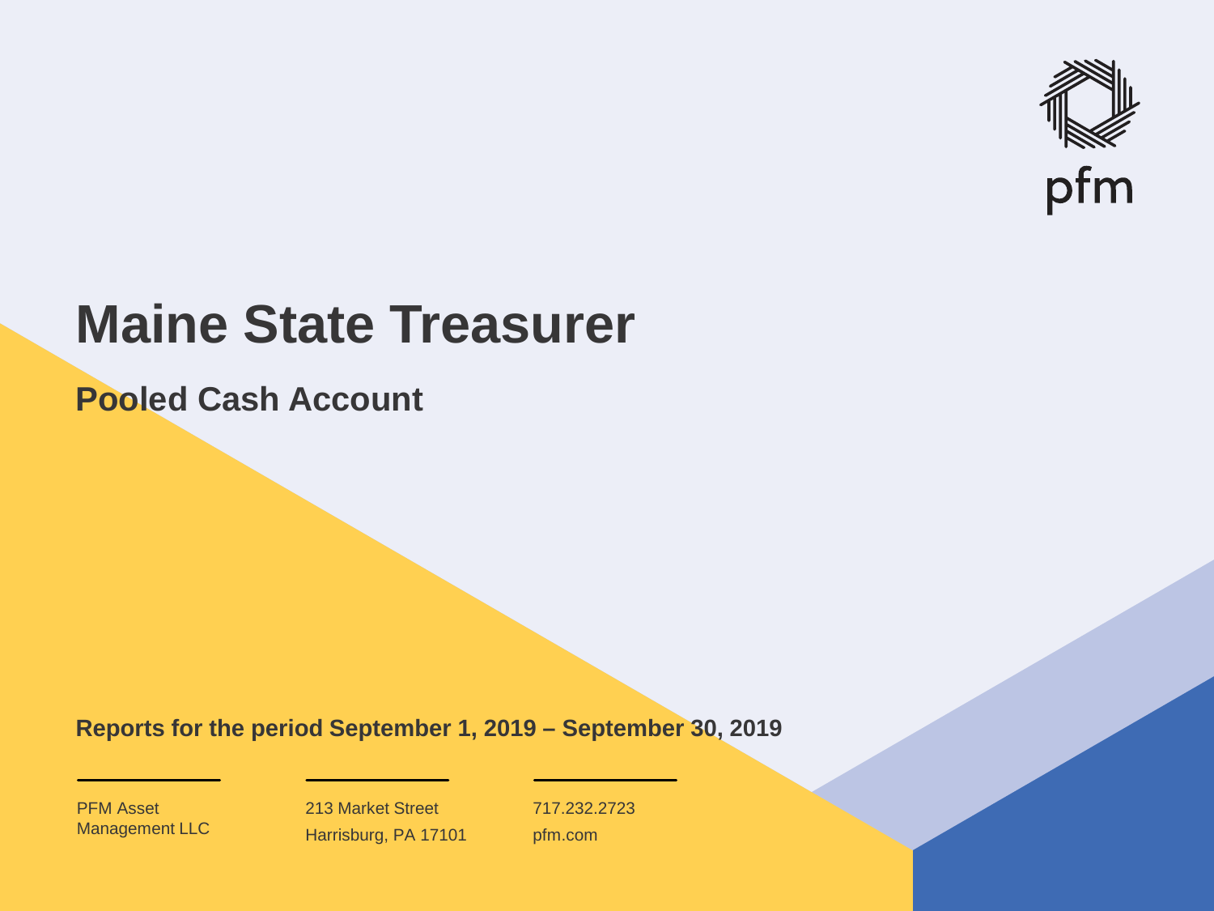pfm

# Maine State Treasurer

## Pooled Cash Account

**Reports for the period September 1, 2019 – September 30, 2019**

PFM Asset Management LLC

213 Market Street
Harrisburg, PA 17101

717.232.2723
pfm.com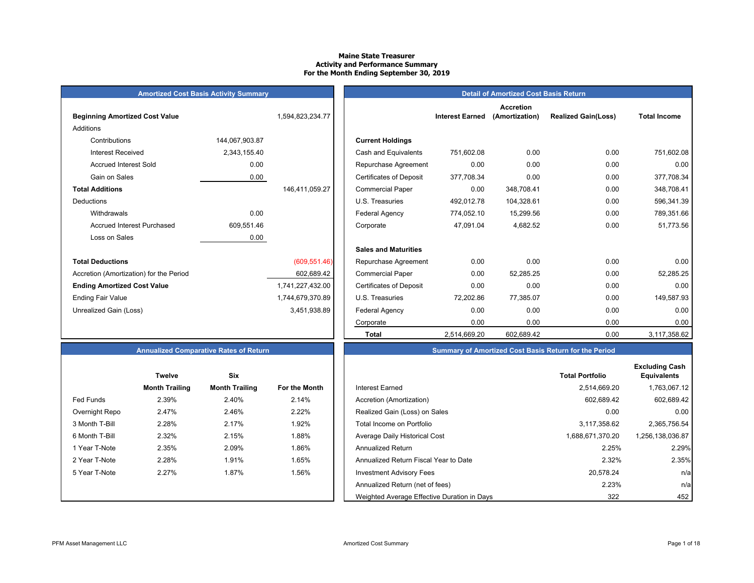# Maine State Treasurer
## Activity and Performance Summary
### For the Month Ending September 30, 2019

## Amortized Cost Basis Activity Summary

| | | |
|---|---|---|
| **Beginning Amortized Cost Value** | | 1,594,823,234.77 |
| Additions | | |
| Contributions | 144,067,903.87 | |
| Interest Received | 2,343,155.40 | |
| Accrued Interest Sold | 0.00 | |
| Gain on Sales | 0.00 | |
| **Total Additions** | | 146,411,059.27 |
| Deductions | | |
| Withdrawals | 0.00 | |
| Accrued Interest Purchased | 609,551.46 | |
| Loss on Sales | 0.00 | |
| **Total Deductions** | | (609,551.46) |
| Accretion (Amortization) for the Period | | 602,689.42 |
| **Ending Amortized Cost Value** | | 1,741,227,432.00 |
| Ending Fair Value | | 1,744,679,370.89 |
| Unrealized Gain (Loss) | | 3,451,938.89 |

## Detail of Amortized Cost Basis Return

| | Interest Earned | Accretion (Amortization) | Realized Gain(Loss) | Total Income |
|---|---|---|---|---|
| **Current Holdings** | | | | |
| Cash and Equivalents | 751,602.08 | 0.00 | 0.00 | 751,602.08 |
| Repurchase Agreement | 0.00 | 0.00 | 0.00 | 0.00 |
| Certificates of Deposit | 377,708.34 | 0.00 | 0.00 | 377,708.34 |
| Commercial Paper | 0.00 | 348,708.41 | 0.00 | 348,708.41 |
| U.S. Treasuries | 492,012.78 | 104,328.61 | 0.00 | 596,341.39 |
| Federal Agency | 774,052.10 | 15,299.56 | 0.00 | 789,351.66 |
| Corporate | 47,091.04 | 4,682.52 | 0.00 | 51,773.56 |
| **Sales and Maturities** | | | | |
| Repurchase Agreement | 0.00 | 0.00 | 0.00 | 0.00 |
| Commercial Paper | 0.00 | 52,285.25 | 0.00 | 52,285.25 |
| Certificates of Deposit | 0.00 | 0.00 | 0.00 | 0.00 |
| U.S. Treasuries | 72,202.86 | 77,385.07 | 0.00 | 149,587.93 |
| Federal Agency | 0.00 | 0.00 | 0.00 | 0.00 |
| Corporate | 0.00 | 0.00 | 0.00 | 0.00 |
| **Total** | 2,514,669.20 | 602,689.42 | 0.00 | 3,117,358.62 |

## Annualized Comparative Rates of Return

| | Twelve Month Trailing | Six Month Trailing | For the Month |
|---|---|---|---|
| Fed Funds | 2.39% | 2.40% | 2.14% |
| Overnight Repo | 2.47% | 2.46% | 2.22% |
| 3 Month T-Bill | 2.28% | 2.17% | 1.92% |
| 6 Month T-Bill | 2.32% | 2.15% | 1.88% |
| 1 Year T-Note | 2.35% | 2.09% | 1.86% |
| 2 Year T-Note | 2.28% | 1.91% | 1.65% |
| 5 Year T-Note | 2.27% | 1.87% | 1.56% |

## Summary of Amortized Cost Basis Return for the Period

| | Total Portfolio | Excluding Cash Equivalents |
|---|---|---|
| Interest Earned | 2,514,669.20 | 1,763,067.12 |
| Accretion (Amortization) | 602,689.42 | 602,689.42 |
| Realized Gain (Loss) on Sales | 0.00 | 0.00 |
| Total Income on Portfolio | 3,117,358.62 | 2,365,756.54 |
| Average Daily Historical Cost | 1,688,671,370.20 | 1,256,138,036.87 |
| Annualized Return | 2.25% | 2.29% |
| Annualized Return Fiscal Year to Date | 2.32% | 2.35% |
| Investment Advisory Fees | 20,578.24 | n/a |
| Annualized Return (net of fees) | 2.23% | n/a |
| Weighted Average Effective Duration in Days | 322 | 452 |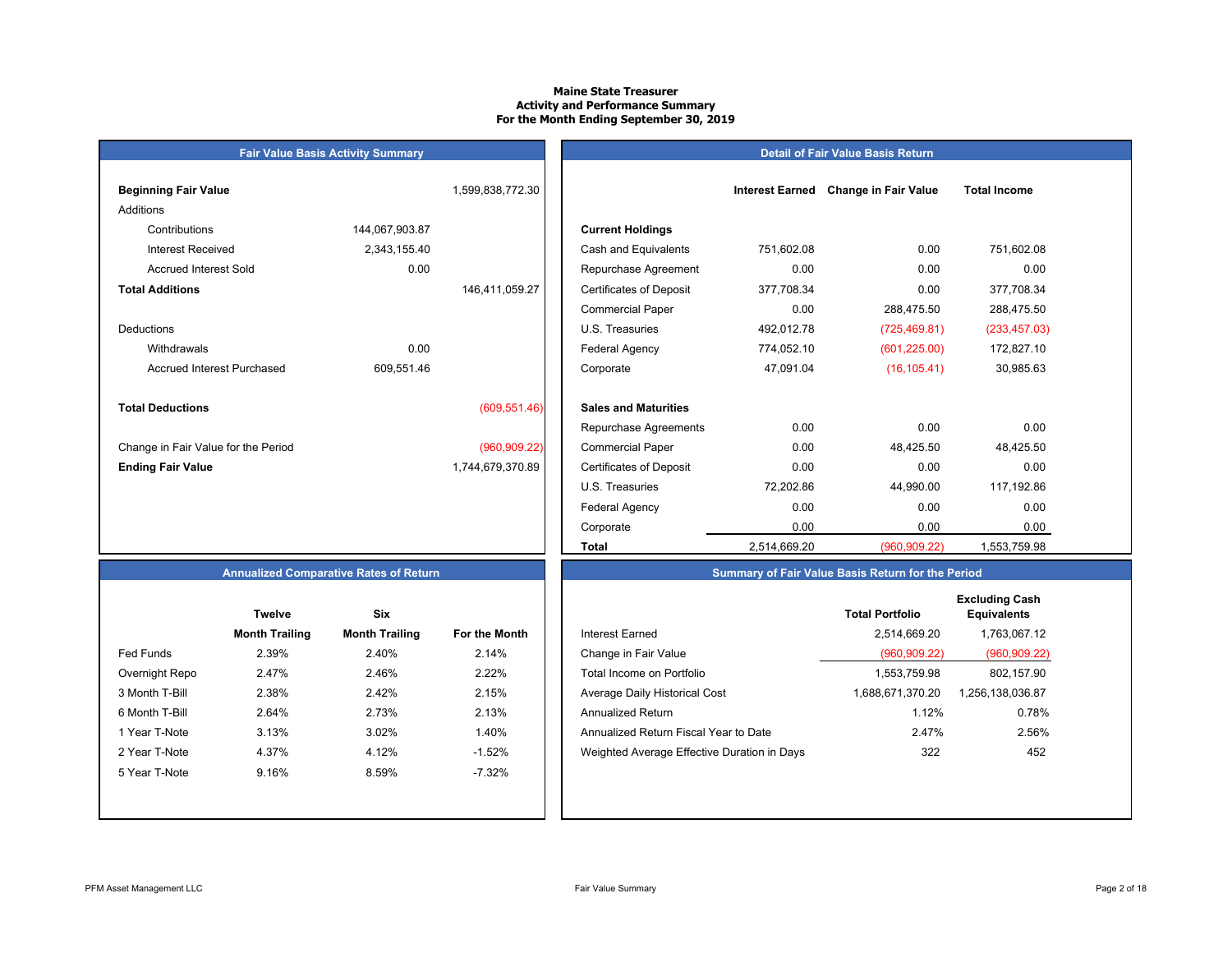# Maine State Treasurer
## Activity and Performance Summary
### For the Month Ending September 30, 2019

## Fair Value Basis Activity Summary

| | | |
|---|---|---|
| **Beginning Fair Value** | | 1,599,838,772.30 |
| Additions | | |
| Contributions | 144,067,903.87 | |
| Interest Received | 2,343,155.40 | |
| Accrued Interest Sold | 0.00 | |
| **Total Additions** | | 146,411,059.27 |
| Deductions | | |
| Withdrawals | 0.00 | |
| Accrued Interest Purchased | 609,551.46 | |
| **Total Deductions** | | (609,551.46) |
| Change in Fair Value for the Period | | (960,909.22) |
| **Ending Fair Value** | | 1,744,679,370.89 |

## Detail of Fair Value Basis Return

| | Interest Earned | Change in Fair Value | Total Income |
|---|---|---|---|
| **Current Holdings** | | | |
| Cash and Equivalents | 751,602.08 | 0.00 | 751,602.08 |
| Repurchase Agreement | 0.00 | 0.00 | 0.00 |
| Certificates of Deposit | 377,708.34 | 0.00 | 377,708.34 |
| Commercial Paper | 0.00 | 288,475.50 | 288,475.50 |
| U.S. Treasuries | 492,012.78 | (725,469.81) | (233,457.03) |
| Federal Agency | 774,052.10 | (601,225.00) | 172,827.10 |
| Corporate | 47,091.04 | (16,105.41) | 30,985.63 |
| **Sales and Maturities** | | | |
| Repurchase Agreements | 0.00 | 0.00 | 0.00 |
| Commercial Paper | 0.00 | 48,425.50 | 48,425.50 |
| Certificates of Deposit | 0.00 | 0.00 | 0.00 |
| U.S. Treasuries | 72,202.86 | 44,990.00 | 117,192.86 |
| Federal Agency | 0.00 | 0.00 | 0.00 |
| Corporate | 0.00 | 0.00 | 0.00 |
| **Total** | 2,514,669.20 | (960,909.22) | 1,553,759.98 |

## Annualized Comparative Rates of Return

| | Twelve Month Trailing | Six Month Trailing | For the Month |
|---|---|---|---|
| Fed Funds | 2.39% | 2.40% | 2.14% |
| Overnight Repo | 2.47% | 2.46% | 2.22% |
| 3 Month T-Bill | 2.38% | 2.42% | 2.15% |
| 6 Month T-Bill | 2.64% | 2.73% | 2.13% |
| 1 Year T-Note | 3.13% | 3.02% | 1.40% |
| 2 Year T-Note | 4.37% | 4.12% | -1.52% |
| 5 Year T-Note | 9.16% | 8.59% | -7.32% |

## Summary of Fair Value Basis Return for the Period

| | Total Portfolio | Excluding Cash Equivalents |
|---|---|---|
| Interest Earned | 2,514,669.20 | 1,763,067.12 |
| Change in Fair Value | (960,909.22) | (960,909.22) |
| Total Income on Portfolio | 1,553,759.98 | 802,157.90 |
| Average Daily Historical Cost | 1,688,671,370.20 | 1,256,138,036.87 |
| Annualized Return | 1.12% | 0.78% |
| Annualized Return Fiscal Year to Date | 2.47% | 2.56% |
| Weighted Average Effective Duration in Days | 322 | 452 |

PFM Asset Management LLC — Fair Value Summary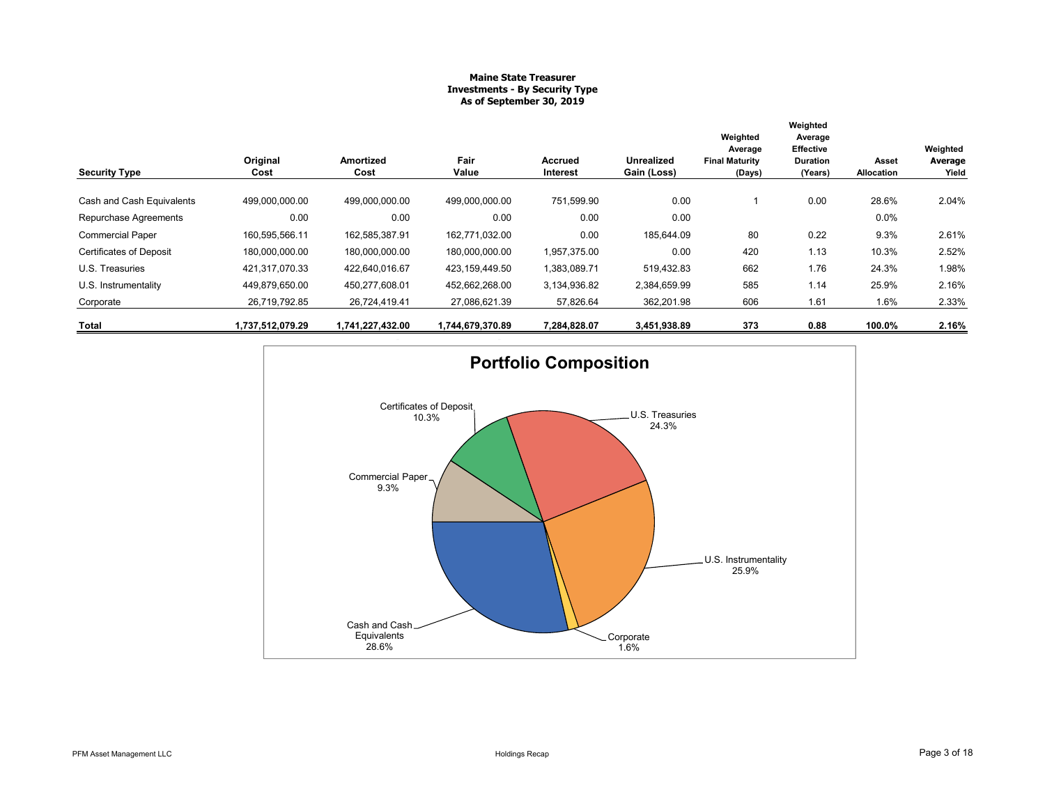**Maine State Treasurer**
**Investments - By Security Type**
**As of September 30, 2019**

| Security Type | Original Cost | Amortized Cost | Fair Value | Accrued Interest | Unrealized Gain (Loss) | Weighted Average Final Maturity (Days) | Weighted Average Effective Duration (Years) | Asset Allocation | Weighted Average Yield |
|---|---|---|---|---|---|---|---|---|---|
| Cash and Cash Equivalents | 499,000,000.00 | 499,000,000.00 | 499,000,000.00 | 751,599.90 | 0.00 | 1 | 0.00 | 28.6% | 2.04% |
| Repurchase Agreements | 0.00 | 0.00 | 0.00 | 0.00 | 0.00 | | | 0.0% | |
| Commercial Paper | 160,595,566.11 | 162,585,387.91 | 162,771,032.00 | 0.00 | 185,644.09 | 80 | 0.22 | 9.3% | 2.61% |
| Certificates of Deposit | 180,000,000.00 | 180,000,000.00 | 180,000,000.00 | 1,957,375.00 | 0.00 | 420 | 1.13 | 10.3% | 2.52% |
| U.S. Treasuries | 421,317,070.33 | 422,640,016.67 | 423,159,449.50 | 1,383,089.71 | 519,432.83 | 662 | 1.76 | 24.3% | 1.98% |
| U.S. Instrumentality | 449,879,650.00 | 450,277,608.01 | 452,662,268.00 | 3,134,936.82 | 2,384,659.99 | 585 | 1.14 | 25.9% | 2.16% |
| Corporate | 26,719,792.85 | 26,724,419.41 | 27,086,621.39 | 57,826.64 | 362,201.98 | 606 | 1.61 | 1.6% | 2.33% |
| **Total** | **1,737,512,079.29** | **1,741,227,432.00** | **1,744,679,370.89** | **7,284,828.07** | **3,451,938.89** | **373** | **0.88** | **100.0%** | **2.16%** |

## Portfolio Composition

- Cash and Cash Equivalents: 28.6%
- U.S. Instrumentality: 25.9%
- U.S. Treasuries: 24.3%
- Certificates of Deposit: 10.3%
- Commercial Paper: 9.3%
- Corporate: 1.6%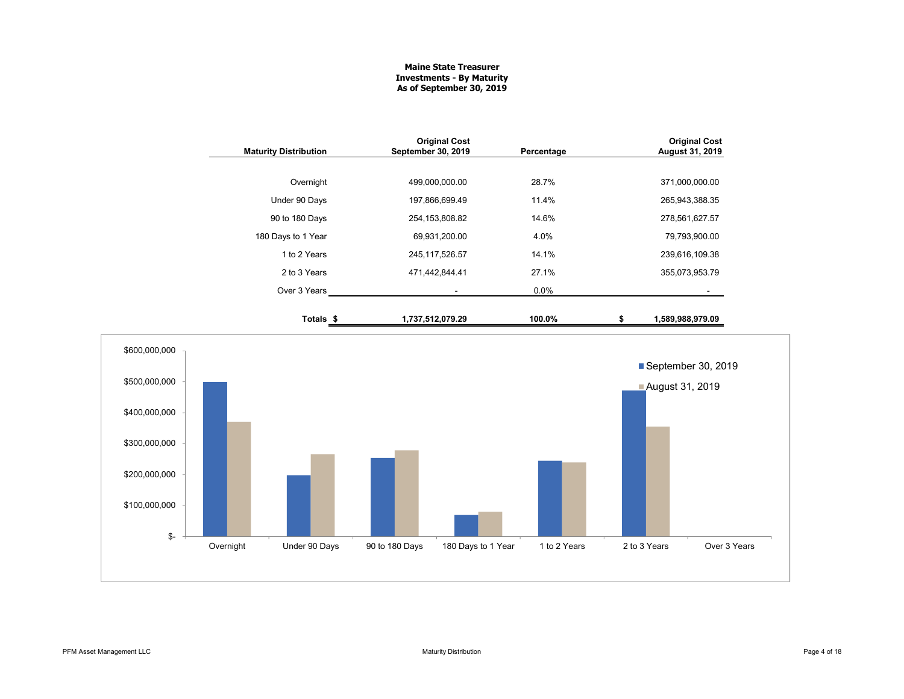**Maine State Treasurer**
**Investments - By Maturity**
**As of September 30, 2019**

| Maturity Distribution | Original Cost September 30, 2019 | Percentage | Original Cost August 31, 2019 |
|---|---|---|---|
| Overnight | 499,000,000.00 | 28.7% | 371,000,000.00 |
| Under 90 Days | 197,866,699.49 | 11.4% | 265,943,388.35 |
| 90 to 180 Days | 254,153,808.82 | 14.6% | 278,561,627.57 |
| 180 Days to 1 Year | 69,931,200.00 | 4.0% | 79,793,900.00 |
| 1 to 2 Years | 245,117,526.57 | 14.1% | 239,616,109.38 |
| 2 to 3 Years | 471,442,844.41 | 27.1% | 355,073,953.79 |
| Over 3 Years | - | 0.0% | - |
| **Totals** | **$ 1,737,512,079.29** | **100.0%** | **$ 1,589,988,979.09** |

| | September 30, 2019 | August 31, 2019 |
|---|---|---|
| Overnight | $499,000,000 | $371,000,000 |
| Under 90 Days | $197,866,699 | $265,943,388 |
| 90 to 180 Days | $254,153,809 | $278,561,628 |
| 180 Days to 1 Year | $69,931,200 | $79,793,900 |
| 1 to 2 Years | $245,117,527 | $239,616,109 |
| 2 to 3 Years | $471,442,844 | $355,073,954 |
| Over 3 Years | $- | $- |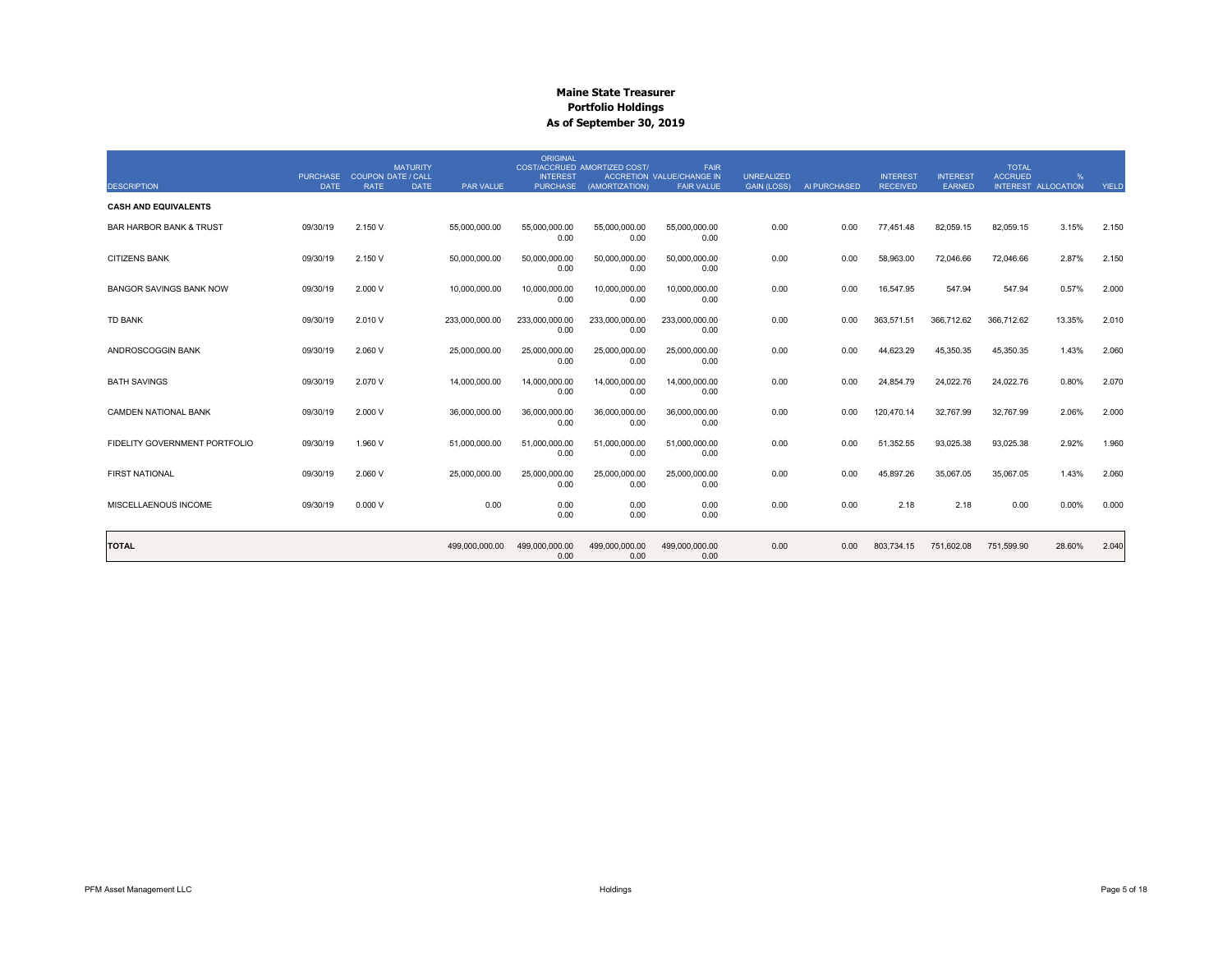# Maine State Treasurer
## Portfolio Holdings
### As of September 30, 2019

| DESCRIPTION | PURCHASE DATE | COUPON RATE | MATURITY DATE / CALL DATE | PAR VALUE | ORIGINAL COST/ACCRUED INTEREST PURCHASE | AMORTIZED COST/ ACCRETION (AMORTIZATION) | FAIR VALUE/CHANGE IN FAIR VALUE | UNREALIZED GAIN (LOSS) | AI PURCHASED | INTEREST RECEIVED | INTEREST EARNED | TOTAL ACCRUED INTEREST | % ALLOCATION | YIELD |
|---|---|---|---|---|---|---|---|---|---|---|---|---|---|---|
| **CASH AND EQUIVALENTS** | | | | | | | | | | | | | | |
| BAR HARBOR BANK & TRUST | 09/30/19 | 2.150 V | | 55,000,000.00 | 55,000,000.00<br>0.00 | 55,000,000.00<br>0.00 | 55,000,000.00<br>0.00 | 0.00 | 0.00 | 77,451.48 | 82,059.15 | 82,059.15 | 3.15% | 2.150 |
| CITIZENS BANK | 09/30/19 | 2.150 V | | 50,000,000.00 | 50,000,000.00<br>0.00 | 50,000,000.00<br>0.00 | 50,000,000.00<br>0.00 | 0.00 | 0.00 | 58,963.00 | 72,046.66 | 72,046.66 | 2.87% | 2.150 |
| BANGOR SAVINGS BANK NOW | 09/30/19 | 2.000 V | | 10,000,000.00 | 10,000,000.00<br>0.00 | 10,000,000.00<br>0.00 | 10,000,000.00<br>0.00 | 0.00 | 0.00 | 16,547.95 | 547.94 | 547.94 | 0.57% | 2.000 |
| TD BANK | 09/30/19 | 2.010 V | | 233,000,000.00 | 233,000,000.00<br>0.00 | 233,000,000.00<br>0.00 | 233,000,000.00<br>0.00 | 0.00 | 0.00 | 363,571.51 | 366,712.62 | 366,712.62 | 13.35% | 2.010 |
| ANDROSCOGGIN BANK | 09/30/19 | 2.060 V | | 25,000,000.00 | 25,000,000.00<br>0.00 | 25,000,000.00<br>0.00 | 25,000,000.00<br>0.00 | 0.00 | 0.00 | 44,623.29 | 45,350.35 | 45,350.35 | 1.43% | 2.060 |
| BATH SAVINGS | 09/30/19 | 2.070 V | | 14,000,000.00 | 14,000,000.00<br>0.00 | 14,000,000.00<br>0.00 | 14,000,000.00<br>0.00 | 0.00 | 0.00 | 24,854.79 | 24,022.76 | 24,022.76 | 0.80% | 2.070 |
| CAMDEN NATIONAL BANK | 09/30/19 | 2.000 V | | 36,000,000.00 | 36,000,000.00<br>0.00 | 36,000,000.00<br>0.00 | 36,000,000.00<br>0.00 | 0.00 | 0.00 | 120,470.14 | 32,767.99 | 32,767.99 | 2.06% | 2.000 |
| FIDELITY GOVERNMENT PORTFOLIO | 09/30/19 | 1.960 V | | 51,000,000.00 | 51,000,000.00<br>0.00 | 51,000,000.00<br>0.00 | 51,000,000.00<br>0.00 | 0.00 | 0.00 | 51,352.55 | 93,025.38 | 93,025.38 | 2.92% | 1.960 |
| FIRST NATIONAL | 09/30/19 | 2.060 V | | 25,000,000.00 | 25,000,000.00<br>0.00 | 25,000,000.00<br>0.00 | 25,000,000.00<br>0.00 | 0.00 | 0.00 | 45,897.26 | 35,067.05 | 35,067.05 | 1.43% | 2.060 |
| MISCELLAENOUS INCOME | 09/30/19 | 0.000 V | | 0.00 | 0.00<br>0.00 | 0.00<br>0.00 | 0.00<br>0.00 | 0.00 | 0.00 | 2.18 | 2.18 | 0.00 | 0.00% | 0.000 |
| **TOTAL** | | | | 499,000,000.00 | 499,000,000.00<br>0.00 | 499,000,000.00<br>0.00 | 499,000,000.00<br>0.00 | 0.00 | 0.00 | 803,734.15 | 751,602.08 | 751,599.90 | 28.60% | 2.040 |

PFM Asset Management LLC — Holdings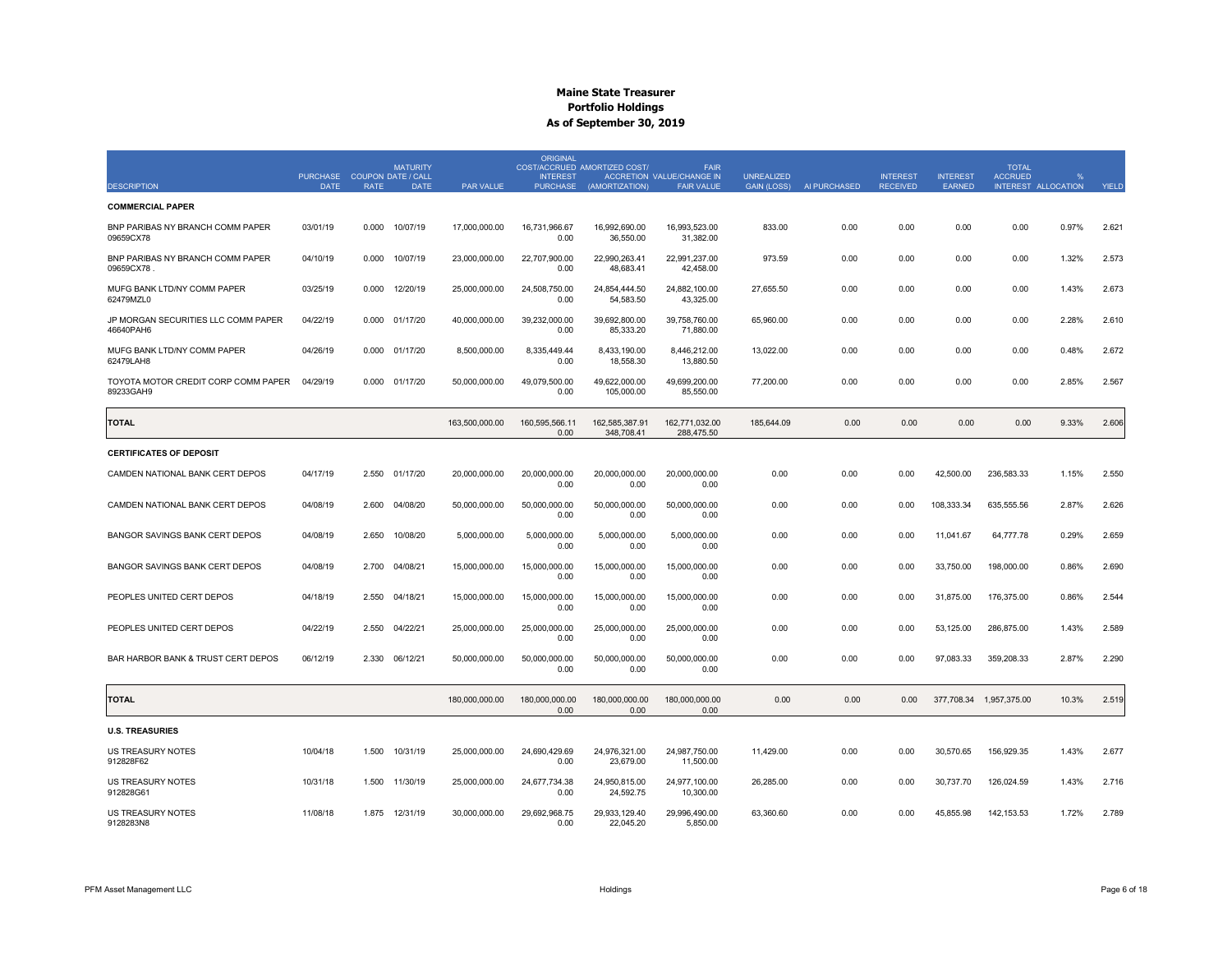# Maine State Treasurer
## Portfolio Holdings
### As of September 30, 2019

| DESCRIPTION | PURCHASE DATE | COUPON RATE | MATURITY DATE / CALL DATE | PAR VALUE | ORIGINAL COST/ACCRUED INTEREST PURCHASE | AMORTIZED COST/ ACCRETION (AMORTIZATION) | FAIR VALUE/CHANGE IN FAIR VALUE | UNREALIZED GAIN (LOSS) | AI PURCHASED | INTEREST RECEIVED | INTEREST EARNED | TOTAL ACCRUED INTEREST | % ALLOCATION | YIELD |
|---|---|---|---|---|---|---|---|---|---|---|---|---|---|---|
| **COMMERCIAL PAPER** | | | | | | | | | | | | | | |
| BNP PARIBAS NY BRANCH COMM PAPER 09659CX78 | 03/01/19 | 0.000 | 10/07/19 | 17,000,000.00 | 16,731,966.67<br>0.00 | 16,992,690.00<br>36,550.00 | 16,993,523.00<br>31,382.00 | 833.00 | 0.00 | 0.00 | 0.00 | 0.00 | 0.97% | 2.621 |
| BNP PARIBAS NY BRANCH COMM PAPER 09659CX78 . | 04/10/19 | 0.000 | 10/07/19 | 23,000,000.00 | 22,707,900.00<br>0.00 | 22,990,263.41<br>48,683.41 | 22,991,237.00<br>42,458.00 | 973.59 | 0.00 | 0.00 | 0.00 | 0.00 | 1.32% | 2.573 |
| MUFG BANK LTD/NY COMM PAPER 62479MZL0 | 03/25/19 | 0.000 | 12/20/19 | 25,000,000.00 | 24,508,750.00<br>0.00 | 24,854,444.50<br>54,583.50 | 24,882,100.00<br>43,325.00 | 27,655.50 | 0.00 | 0.00 | 0.00 | 0.00 | 1.43% | 2.673 |
| JP MORGAN SECURITIES LLC COMM PAPER 46640PAH6 | 04/22/19 | 0.000 | 01/17/20 | 40,000,000.00 | 39,232,000.00<br>0.00 | 39,692,800.00<br>85,333.20 | 39,758,760.00<br>71,880.00 | 65,960.00 | 0.00 | 0.00 | 0.00 | 0.00 | 2.28% | 2.610 |
| MUFG BANK LTD/NY COMM PAPER 62479LAH8 | 04/26/19 | 0.000 | 01/17/20 | 8,500,000.00 | 8,335,449.44<br>0.00 | 8,433,190.00<br>18,558.30 | 8,446,212.00<br>13,880.50 | 13,022.00 | 0.00 | 0.00 | 0.00 | 0.00 | 0.48% | 2.672 |
| TOYOTA MOTOR CREDIT CORP COMM PAPER 89233GAH9 | 04/29/19 | 0.000 | 01/17/20 | 50,000,000.00 | 49,079,500.00<br>0.00 | 49,622,000.00<br>105,000.00 | 49,699,200.00<br>85,550.00 | 77,200.00 | 0.00 | 0.00 | 0.00 | 0.00 | 2.85% | 2.567 |
| **TOTAL** | | | | 163,500,000.00 | 160,595,566.11<br>0.00 | 162,585,387.91<br>348,708.41 | 162,771,032.00<br>288,475.50 | 185,644.09 | 0.00 | 0.00 | 0.00 | 0.00 | 9.33% | 2.606 |
| **CERTIFICATES OF DEPOSIT** | | | | | | | | | | | | | | |
| CAMDEN NATIONAL BANK CERT DEPOS | 04/17/19 | 2.550 | 01/17/20 | 20,000,000.00 | 20,000,000.00<br>0.00 | 20,000,000.00<br>0.00 | 20,000,000.00<br>0.00 | 0.00 | 0.00 | 0.00 | 42,500.00 | 236,583.33 | 1.15% | 2.550 |
| CAMDEN NATIONAL BANK CERT DEPOS | 04/08/19 | 2.600 | 04/08/20 | 50,000,000.00 | 50,000,000.00<br>0.00 | 50,000,000.00<br>0.00 | 50,000,000.00<br>0.00 | 0.00 | 0.00 | 0.00 | 108,333.34 | 635,555.56 | 2.87% | 2.626 |
| BANGOR SAVINGS BANK CERT DEPOS | 04/08/19 | 2.650 | 10/08/20 | 5,000,000.00 | 5,000,000.00<br>0.00 | 5,000,000.00<br>0.00 | 5,000,000.00<br>0.00 | 0.00 | 0.00 | 0.00 | 11,041.67 | 64,777.78 | 0.29% | 2.659 |
| BANGOR SAVINGS BANK CERT DEPOS | 04/08/19 | 2.700 | 04/08/21 | 15,000,000.00 | 15,000,000.00<br>0.00 | 15,000,000.00<br>0.00 | 15,000,000.00<br>0.00 | 0.00 | 0.00 | 0.00 | 33,750.00 | 198,000.00 | 0.86% | 2.690 |
| PEOPLES UNITED CERT DEPOS | 04/18/19 | 2.550 | 04/18/21 | 15,000,000.00 | 15,000,000.00<br>0.00 | 15,000,000.00<br>0.00 | 15,000,000.00<br>0.00 | 0.00 | 0.00 | 0.00 | 31,875.00 | 176,375.00 | 0.86% | 2.544 |
| PEOPLES UNITED CERT DEPOS | 04/22/19 | 2.550 | 04/22/21 | 25,000,000.00 | 25,000,000.00<br>0.00 | 25,000,000.00<br>0.00 | 25,000,000.00<br>0.00 | 0.00 | 0.00 | 0.00 | 53,125.00 | 286,875.00 | 1.43% | 2.589 |
| BAR HARBOR BANK & TRUST CERT DEPOS | 06/12/19 | 2.330 | 06/12/21 | 50,000,000.00 | 50,000,000.00<br>0.00 | 50,000,000.00<br>0.00 | 50,000,000.00<br>0.00 | 0.00 | 0.00 | 0.00 | 97,083.33 | 359,208.33 | 2.87% | 2.290 |
| **TOTAL** | | | | 180,000,000.00 | 180,000,000.00<br>0.00 | 180,000,000.00<br>0.00 | 180,000,000.00<br>0.00 | 0.00 | 0.00 | 0.00 | 377,708.34 | 1,957,375.00 | 10.3% | 2.519 |
| **U.S. TREASURIES** | | | | | | | | | | | | | | |
| US TREASURY NOTES 912828F62 | 10/04/18 | 1.500 | 10/31/19 | 25,000,000.00 | 24,690,429.69<br>0.00 | 24,976,321.00<br>23,679.00 | 24,987,750.00<br>11,500.00 | 11,429.00 | 0.00 | 0.00 | 30,570.65 | 156,929.35 | 1.43% | 2.677 |
| US TREASURY NOTES 912828G61 | 10/31/18 | 1.500 | 11/30/19 | 25,000,000.00 | 24,677,734.38<br>0.00 | 24,950,815.00<br>24,592.75 | 24,977,100.00<br>10,300.00 | 26,285.00 | 0.00 | 0.00 | 30,737.70 | 126,024.59 | 1.43% | 2.716 |
| US TREASURY NOTES 9128283N8 | 11/08/18 | 1.875 | 12/31/19 | 30,000,000.00 | 29,692,968.75<br>0.00 | 29,933,129.40<br>22,045.20 | 29,996,490.00<br>5,850.00 | 63,360.60 | 0.00 | 0.00 | 45,855.98 | 142,153.53 | 1.72% | 2.789 |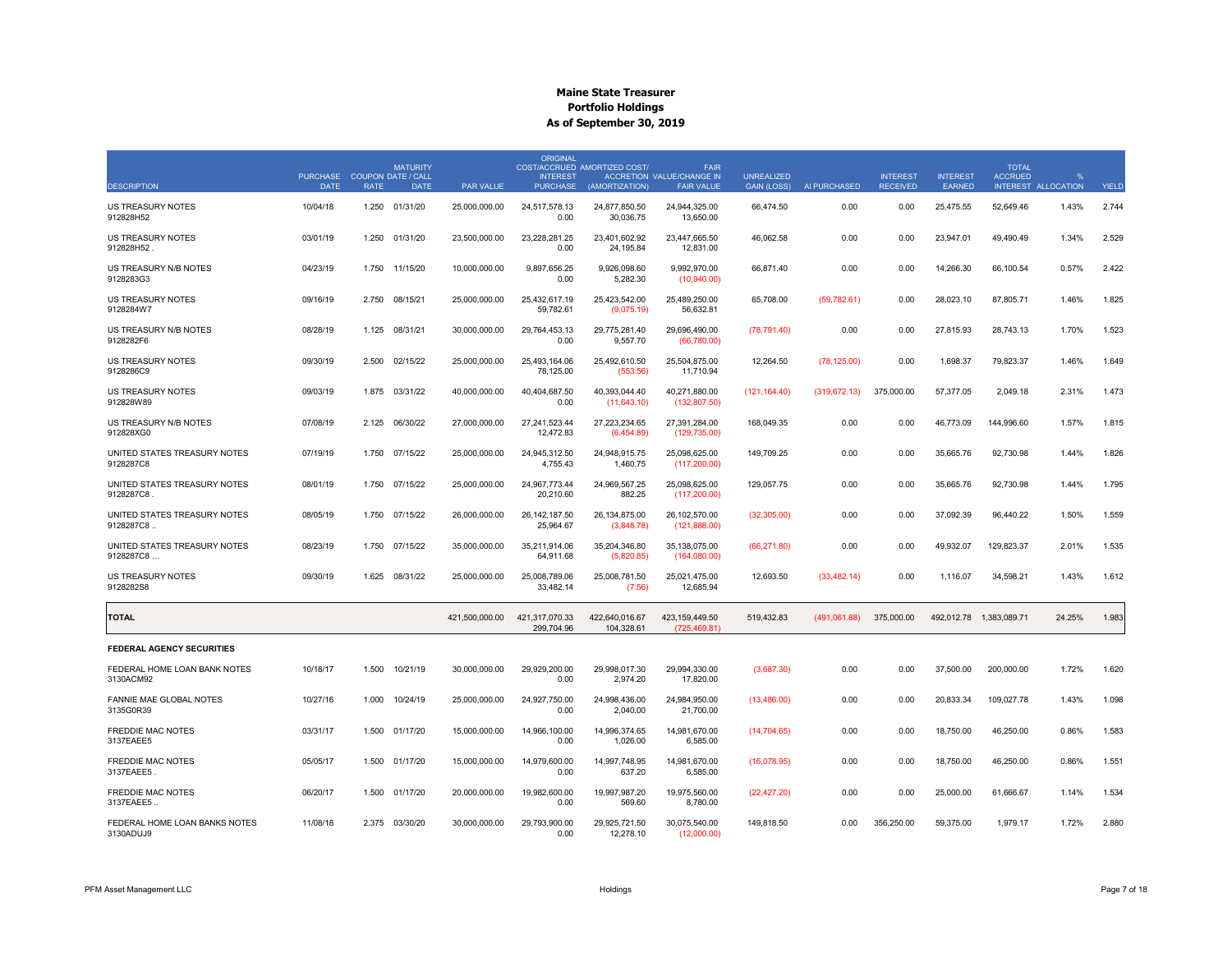# Maine State Treasurer
## Portfolio Holdings
### As of September 30, 2019

| DESCRIPTION | PURCHASE DATE | COUPON RATE | MATURITY DATE / CALL DATE | PAR VALUE | ORIGINAL COST/ACCRUED INTEREST PURCHASE | AMORTIZED COST/ ACCRETION (AMORTIZATION) | FAIR VALUE/CHANGE IN FAIR VALUE | UNREALIZED GAIN (LOSS) | AI PURCHASED | INTEREST RECEIVED | INTEREST EARNED | TOTAL ACCRUED INTEREST | % ALLOCATION | YIELD |
|---|---|---|---|---|---|---|---|---|---|---|---|---|---|---|
| US TREASURY NOTES 912828H52 | 10/04/18 | 1.250 | 01/31/20 | 25,000,000.00 | 24,517,578.13 0.00 | 24,877,850.50 30,036.75 | 24,944,325.00 13,650.00 | 66,474.50 | 0.00 | 0.00 | 25,475.55 | 52,649.46 | 1.43% | 2.744 |
| US TREASURY NOTES 912828H52 . | 03/01/19 | 1.250 | 01/31/20 | 23,500,000.00 | 23,228,281.25 0.00 | 23,401,602.92 24,195.84 | 23,447,665.50 12,831.00 | 46,062.58 | 0.00 | 0.00 | 23,947.01 | 49,490.49 | 1.34% | 2.529 |
| US TREASURY N/B NOTES 9128283G3 | 04/23/19 | 1.750 | 11/15/20 | 10,000,000.00 | 9,897,656.25 0.00 | 9,926,098.60 5,282.30 | 9,992,970.00 (10,940.00) | 66,871.40 | 0.00 | 0.00 | 14,266.30 | 66,100.54 | 0.57% | 2.422 |
| US TREASURY NOTES 9128284W7 | 09/16/19 | 2.750 | 08/15/21 | 25,000,000.00 | 25,432,617.19 59,782.61 | 25,423,542.00 (9,075.19) | 25,489,250.00 56,632.81 | 65,708.00 | (59,782.61) | 0.00 | 28,023.10 | 87,805.71 | 1.46% | 1.825 |
| US TREASURY N/B NOTES 9128282F6 | 08/28/19 | 1.125 | 08/31/21 | 30,000,000.00 | 29,764,453.13 0.00 | 29,775,281.40 9,557.70 | 29,696,490.00 (66,780.00) | (78,791.40) | 0.00 | 0.00 | 27,815.93 | 28,743.13 | 1.70% | 1.523 |
| US TREASURY NOTES 9128286C9 | 09/30/19 | 2.500 | 02/15/22 | 25,000,000.00 | 25,493,164.06 78,125.00 | 25,492,610.50 (553.56) | 25,504,875.00 11,710.94 | 12,264.50 | (78,125.00) | 0.00 | 1,698.37 | 79,823.37 | 1.46% | 1.649 |
| US TREASURY NOTES 912828W89 | 09/03/19 | 1.875 | 03/31/22 | 40,000,000.00 | 40,404,687.50 0.00 | 40,393,044.40 (11,643.10) | 40,271,880.00 (132,807.50) | (121,164.40) | (319,672.13) | 375,000.00 | 57,377.05 | 2,049.18 | 2.31% | 1.473 |
| US TREASURY N/B NOTES 912828XG0 | 07/08/19 | 2.125 | 06/30/22 | 27,000,000.00 | 27,241,523.44 12,472.83 | 27,223,234.65 (6,454.89) | 27,391,284.00 (129,735.00) | 168,049.35 | 0.00 | 0.00 | 46,773.09 | 144,996.60 | 1.57% | 1.815 |
| UNITED STATES TREASURY NOTES 9128287C8 | 07/19/19 | 1.750 | 07/15/22 | 25,000,000.00 | 24,945,312.50 4,755.43 | 24,948,915.75 1,460.75 | 25,098,625.00 (117,200.00) | 149,709.25 | 0.00 | 0.00 | 35,665.76 | 92,730.98 | 1.44% | 1.826 |
| UNITED STATES TREASURY NOTES 9128287C8 . | 08/01/19 | 1.750 | 07/15/22 | 25,000,000.00 | 24,967,773.44 20,210.60 | 24,969,567.25 882.25 | 25,098,625.00 (117,200.00) | 129,057.75 | 0.00 | 0.00 | 35,665.76 | 92,730.98 | 1.44% | 1.795 |
| UNITED STATES TREASURY NOTES 9128287C8 .. | 08/05/19 | 1.750 | 07/15/22 | 26,000,000.00 | 26,142,187.50 25,964.67 | 26,134,875.00 (3,848.78) | 26,102,570.00 (121,888.00) | (32,305.00) | 0.00 | 0.00 | 37,092.39 | 96,440.22 | 1.50% | 1.559 |
| UNITED STATES TREASURY NOTES 9128287C8 … | 08/23/19 | 1.750 | 07/15/22 | 35,000,000.00 | 35,211,914.06 64,911.68 | 35,204,346.80 (5,820.85) | 35,138,075.00 (164,080.00) | (66,271.80) | 0.00 | 0.00 | 49,932.07 | 129,823.37 | 2.01% | 1.535 |
| US TREASURY NOTES 9128282S8 | 09/30/19 | 1.625 | 08/31/22 | 25,000,000.00 | 25,008,789.06 33,482.14 | 25,008,781.50 (7.56) | 25,021,475.00 12,685.94 | 12,693.50 | (33,482.14) | 0.00 | 1,116.07 | 34,598.21 | 1.43% | 1.612 |
| **TOTAL** | | | | 421,500,000.00 | 421,317,070.33 299,704.96 | 422,640,016.67 104,328.61 | 423,159,449.50 (725,469.81) | 519,432.83 | (491,061.88) | 375,000.00 | 492,012.78 | 1,383,089.71 | 24.25% | 1.983 |
| **FEDERAL AGENCY SECURITIES** | | | | | | | | | | | | | | |
| FEDERAL HOME LOAN BANK NOTES 3130ACM92 | 10/18/17 | 1.500 | 10/21/19 | 30,000,000.00 | 29,929,200.00 0.00 | 29,998,017.30 2,974.20 | 29,994,330.00 17,820.00 | (3,687.30) | 0.00 | 0.00 | 37,500.00 | 200,000.00 | 1.72% | 1.620 |
| FANNIE MAE GLOBAL NOTES 3135G0R39 | 10/27/16 | 1.000 | 10/24/19 | 25,000,000.00 | 24,927,750.00 0.00 | 24,998,436.00 2,040.00 | 24,984,950.00 21,700.00 | (13,486.00) | 0.00 | 0.00 | 20,833.34 | 109,027.78 | 1.43% | 1.098 |
| FREDDIE MAC NOTES 3137EAEE5 | 03/31/17 | 1.500 | 01/17/20 | 15,000,000.00 | 14,966,100.00 0.00 | 14,996,374.65 1,026.00 | 14,981,670.00 6,585.00 | (14,704.65) | 0.00 | 0.00 | 18,750.00 | 46,250.00 | 0.86% | 1.583 |
| FREDDIE MAC NOTES 3137EAEE5 . | 05/05/17 | 1.500 | 01/17/20 | 15,000,000.00 | 14,979,600.00 0.00 | 14,997,748.95 637.20 | 14,981,670.00 6,585.00 | (16,078.95) | 0.00 | 0.00 | 18,750.00 | 46,250.00 | 0.86% | 1.551 |
| FREDDIE MAC NOTES 3137EAEE5 .. | 06/20/17 | 1.500 | 01/17/20 | 20,000,000.00 | 19,982,600.00 0.00 | 19,997,987.20 569.60 | 19,975,560.00 8,780.00 | (22,427.20) | 0.00 | 0.00 | 25,000.00 | 61,666.67 | 1.14% | 1.534 |
| FEDERAL HOME LOAN BANKS NOTES 3130ADUJ9 | 11/08/18 | 2.375 | 03/30/20 | 30,000,000.00 | 29,793,900.00 0.00 | 29,925,721.50 12,278.10 | 30,075,540.00 (12,000.00) | 149,818.50 | 0.00 | 356,250.00 | 59,375.00 | 1,979.17 | 1.72% | 2.880 |

PFM Asset Management LLC — Holdings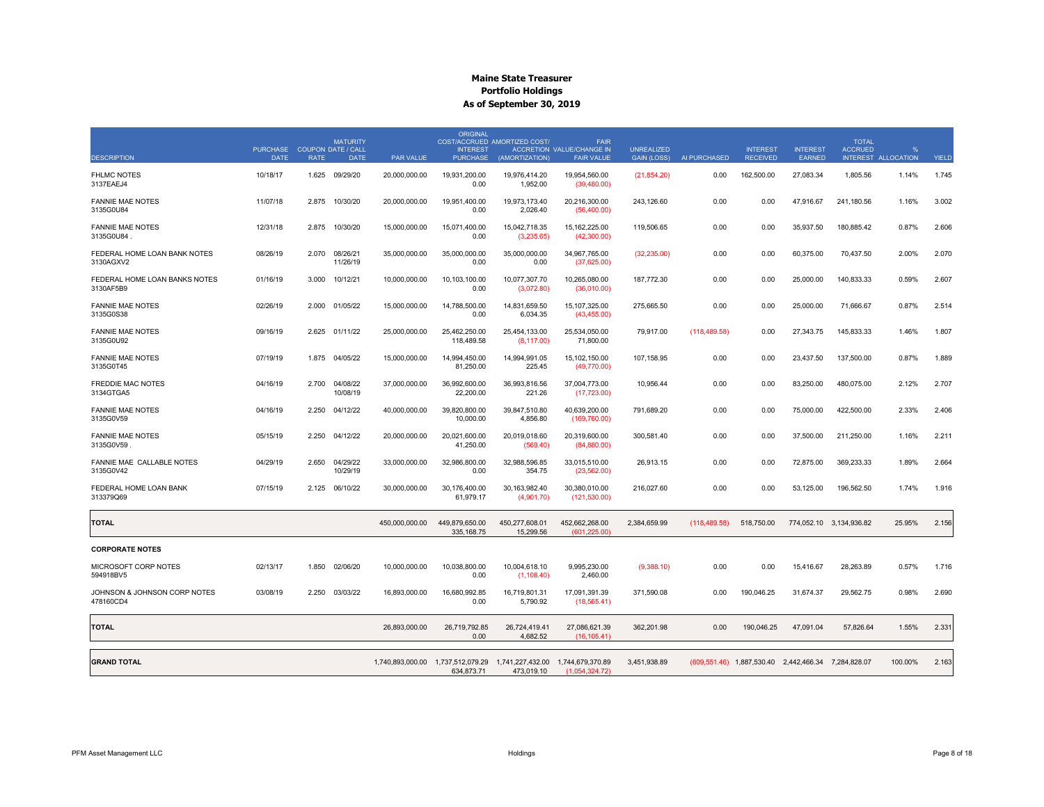# Maine State Treasurer
## Portfolio Holdings
### As of September 30, 2019

| DESCRIPTION | PURCHASE DATE | COUPON RATE | MATURITY DATE / CALL DATE | PAR VALUE | ORIGINAL COST/ACCRUED INTEREST PURCHASE | AMORTIZED COST/ ACCRETION (AMORTIZATION) | FAIR VALUE/CHANGE IN FAIR VALUE | UNREALIZED GAIN (LOSS) | AI PURCHASED | INTEREST RECEIVED | INTEREST EARNED | TOTAL ACCRUED INTEREST | % ALLOCATION | YIELD |
|---|---|---|---|---|---|---|---|---|---|---|---|---|---|---|
| FHLMC NOTES<br>3137EAEJ4 | 10/18/17 | 1.625 | 09/29/20 | 20,000,000.00 | 19,931,200.00<br>0.00 | 19,976,414.20<br>1,952.00 | 19,954,560.00<br>(39,480.00) | (21,854.20) | 0.00 | 162,500.00 | 27,083.34 | 1,805.56 | 1.14% | 1.745 |
| FANNIE MAE NOTES<br>3135G0U84 | 11/07/18 | 2.875 | 10/30/20 | 20,000,000.00 | 19,951,400.00<br>0.00 | 19,973,173.40<br>2,026.40 | 20,216,300.00<br>(56,400.00) | 243,126.60 | 0.00 | 0.00 | 47,916.67 | 241,180.56 | 1.16% | 3.002 |
| FANNIE MAE NOTES<br>3135G0U84 . | 12/31/18 | 2.875 | 10/30/20 | 15,000,000.00 | 15,071,400.00<br>0.00 | 15,042,718.35<br>(3,235.65) | 15,162,225.00<br>(42,300.00) | 119,506.65 | 0.00 | 0.00 | 35,937.50 | 180,885.42 | 0.87% | 2.606 |
| FEDERAL HOME LOAN BANK NOTES<br>3130AGXV2 | 08/26/19 | 2.070 | 08/26/21<br>11/26/19 | 35,000,000.00 | 35,000,000.00<br>0.00 | 35,000,000.00<br>0.00 | 34,967,765.00<br>(37,625.00) | (32,235.00) | 0.00 | 0.00 | 60,375.00 | 70,437.50 | 2.00% | 2.070 |
| FEDERAL HOME LOAN BANKS NOTES<br>3130AF5B9 | 01/16/19 | 3.000 | 10/12/21 | 10,000,000.00 | 10,103,100.00<br>0.00 | 10,077,307.70<br>(3,072.80) | 10,265,080.00<br>(36,010.00) | 187,772.30 | 0.00 | 0.00 | 25,000.00 | 140,833.33 | 0.59% | 2.607 |
| FANNIE MAE NOTES<br>3135G0S38 | 02/26/19 | 2.000 | 01/05/22 | 15,000,000.00 | 14,788,500.00<br>0.00 | 14,831,659.50<br>6,034.35 | 15,107,325.00<br>(43,455.00) | 275,665.50 | 0.00 | 0.00 | 25,000.00 | 71,666.67 | 0.87% | 2.514 |
| FANNIE MAE NOTES<br>3135G0U92 | 09/16/19 | 2.625 | 01/11/22 | 25,000,000.00 | 25,462,250.00<br>118,489.58 | 25,454,133.00<br>(8,117.00) | 25,534,050.00<br>71,800.00 | 79,917.00 | (118,489.58) | 0.00 | 27,343.75 | 145,833.33 | 1.46% | 1.807 |
| FANNIE MAE NOTES<br>3135G0T45 | 07/19/19 | 1.875 | 04/05/22 | 15,000,000.00 | 14,994,450.00<br>81,250.00 | 14,994,991.05<br>225.45 | 15,102,150.00<br>(49,770.00) | 107,158.95 | 0.00 | 0.00 | 23,437.50 | 137,500.00 | 0.87% | 1.889 |
| FREDDIE MAC NOTES<br>3134GTGA5 | 04/16/19 | 2.700 | 04/08/22<br>10/08/19 | 37,000,000.00 | 36,992,600.00<br>22,200.00 | 36,993,816.56<br>221.26 | 37,004,773.00<br>(17,723.00) | 10,956.44 | 0.00 | 0.00 | 83,250.00 | 480,075.00 | 2.12% | 2.707 |
| FANNIE MAE NOTES<br>3135G0V59 | 04/16/19 | 2.250 | 04/12/22 | 40,000,000.00 | 39,820,800.00<br>10,000.00 | 39,847,510.80<br>4,856.80 | 40,639,200.00<br>(169,760.00) | 791,689.20 | 0.00 | 0.00 | 75,000.00 | 422,500.00 | 2.33% | 2.406 |
| FANNIE MAE NOTES<br>3135G0V59 . | 05/15/19 | 2.250 | 04/12/22 | 20,000,000.00 | 20,021,600.00<br>41,250.00 | 20,019,018.60<br>(569.40) | 20,319,600.00<br>(84,880.00) | 300,581.40 | 0.00 | 0.00 | 37,500.00 | 211,250.00 | 1.16% | 2.211 |
| FANNIE MAE CALLABLE NOTES<br>3135G0V42 | 04/29/19 | 2.650 | 04/29/22<br>10/29/19 | 33,000,000.00 | 32,986,800.00<br>0.00 | 32,988,596.85<br>354.75 | 33,015,510.00<br>(23,562.00) | 26,913.15 | 0.00 | 0.00 | 72,875.00 | 369,233.33 | 1.89% | 2.664 |
| FEDERAL HOME LOAN BANK<br>313379Q69 | 07/15/19 | 2.125 | 06/10/22 | 30,000,000.00 | 30,176,400.00<br>61,979.17 | 30,163,982.40<br>(4,901.70) | 30,380,010.00<br>(121,530.00) | 216,027.60 | 0.00 | 0.00 | 53,125.00 | 196,562.50 | 1.74% | 1.916 |
| **TOTAL** | | | | 450,000,000.00 | 449,879,650.00<br>335,168.75 | 450,277,608.01<br>15,299.56 | 452,662,268.00<br>(601,225.00) | 2,384,659.99 | (118,489.58) | 518,750.00 | 774,052.10 | 3,134,936.82 | 25.95% | 2.156 |
| **CORPORATE NOTES** | | | | | | | | | | | | | | |
| MICROSOFT CORP NOTES<br>594918BV5 | 02/13/17 | 1.850 | 02/06/20 | 10,000,000.00 | 10,038,800.00<br>0.00 | 10,004,618.10<br>(1,108.40) | 9,995,230.00<br>2,460.00 | (9,388.10) | 0.00 | 0.00 | 15,416.67 | 28,263.89 | 0.57% | 1.716 |
| JOHNSON & JOHNSON CORP NOTES<br>478160CD4 | 03/08/19 | 2.250 | 03/03/22 | 16,893,000.00 | 16,680,992.85<br>0.00 | 16,719,801.31<br>5,790.92 | 17,091,391.39<br>(18,565.41) | 371,590.08 | 0.00 | 190,046.25 | 31,674.37 | 29,562.75 | 0.98% | 2.690 |
| **TOTAL** | | | | 26,893,000.00 | 26,719,792.85<br>0.00 | 26,724,419.41<br>4,682.52 | 27,086,621.39<br>(16,105.41) | 362,201.98 | 0.00 | 190,046.25 | 47,091.04 | 57,826.64 | 1.55% | 2.331 |
| **GRAND TOTAL** | | | | 1,740,893,000.00 | 1,737,512,079.29<br>634,873.71 | 1,741,227,432.00<br>473,019.10 | 1,744,679,370.89<br>(1,054,324.72) | 3,451,938.89 | (609,551.46) | 1,887,530.40 | 2,442,466.34 | 7,284,828.07 | 100.00% | 2.163 |

PFM Asset Management LLC — Holdings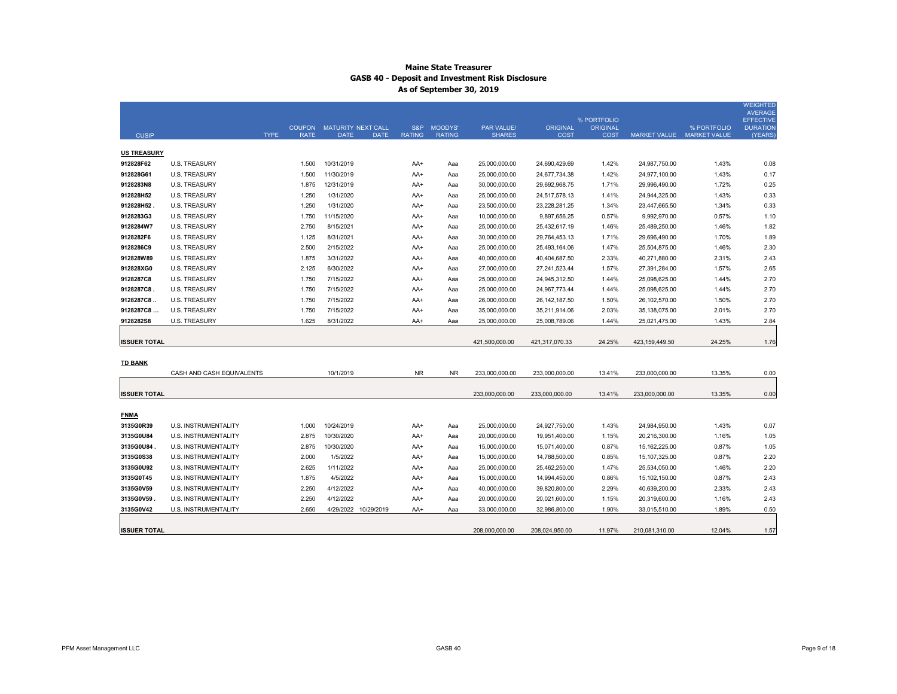# Maine State Treasurer
## GASB 40 - Deposit and Investment Risk Disclosure
### As of September 30, 2019

| CUSIP | TYPE | COUPON RATE | MATURITY DATE | NEXT CALL DATE | S&P RATING | MOODYS' RATING | PAR VALUE/ SHARES | ORIGINAL COST | % PORTFOLIO ORIGINAL COST | MARKET VALUE | % PORTFOLIO MARKET VALUE | WEIGHTED AVERAGE EFFECTIVE DURATION (YEARS) |
|---|---|---|---|---|---|---|---|---|---|---|---|---|
| **US TREASURY** | | | | | | | | | | | | |
| 912828F62 | U.S. TREASURY | 1.500 | 10/31/2019 | | AA+ | Aaa | 25,000,000.00 | 24,690,429.69 | 1.42% | 24,987,750.00 | 1.43% | 0.08 |
| 912828G61 | U.S. TREASURY | 1.500 | 11/30/2019 | | AA+ | Aaa | 25,000,000.00 | 24,677,734.38 | 1.42% | 24,977,100.00 | 1.43% | 0.17 |
| 9128283N8 | U.S. TREASURY | 1.875 | 12/31/2019 | | AA+ | Aaa | 30,000,000.00 | 29,692,968.75 | 1.71% | 29,996,490.00 | 1.72% | 0.25 |
| 912828H52 | U.S. TREASURY | 1.250 | 1/31/2020 | | AA+ | Aaa | 25,000,000.00 | 24,517,578.13 | 1.41% | 24,944,325.00 | 1.43% | 0.33 |
| 912828H52 . | U.S. TREASURY | 1.250 | 1/31/2020 | | AA+ | Aaa | 23,500,000.00 | 23,228,281.25 | 1.34% | 23,447,665.50 | 1.34% | 0.33 |
| 9128283G3 | U.S. TREASURY | 1.750 | 11/15/2020 | | AA+ | Aaa | 10,000,000.00 | 9,897,656.25 | 0.57% | 9,992,970.00 | 0.57% | 1.10 |
| 9128284W7 | U.S. TREASURY | 2.750 | 8/15/2021 | | AA+ | Aaa | 25,000,000.00 | 25,432,617.19 | 1.46% | 25,489,250.00 | 1.46% | 1.82 |
| 9128282F6 | U.S. TREASURY | 1.125 | 8/31/2021 | | AA+ | Aaa | 30,000,000.00 | 29,764,453.13 | 1.71% | 29,696,490.00 | 1.70% | 1.89 |
| 9128286C9 | U.S. TREASURY | 2.500 | 2/15/2022 | | AA+ | Aaa | 25,000,000.00 | 25,493,164.06 | 1.47% | 25,504,875.00 | 1.46% | 2.30 |
| 912828W89 | U.S. TREASURY | 1.875 | 3/31/2022 | | AA+ | Aaa | 40,000,000.00 | 40,404,687.50 | 2.33% | 40,271,880.00 | 2.31% | 2.43 |
| 912828XG0 | U.S. TREASURY | 2.125 | 6/30/2022 | | AA+ | Aaa | 27,000,000.00 | 27,241,523.44 | 1.57% | 27,391,284.00 | 1.57% | 2.65 |
| 9128287C8 | U.S. TREASURY | 1.750 | 7/15/2022 | | AA+ | Aaa | 25,000,000.00 | 24,945,312.50 | 1.44% | 25,098,625.00 | 1.44% | 2.70 |
| 9128287C8 . | U.S. TREASURY | 1.750 | 7/15/2022 | | AA+ | Aaa | 25,000,000.00 | 24,967,773.44 | 1.44% | 25,098,625.00 | 1.44% | 2.70 |
| 9128287C8 .. | U.S. TREASURY | 1.750 | 7/15/2022 | | AA+ | Aaa | 26,000,000.00 | 26,142,187.50 | 1.50% | 26,102,570.00 | 1.50% | 2.70 |
| 9128287C8 ... | U.S. TREASURY | 1.750 | 7/15/2022 | | AA+ | Aaa | 35,000,000.00 | 35,211,914.06 | 2.03% | 35,138,075.00 | 2.01% | 2.70 |
| 9128282S8 | U.S. TREASURY | 1.625 | 8/31/2022 | | AA+ | Aaa | 25,000,000.00 | 25,008,789.06 | 1.44% | 25,021,475.00 | 1.43% | 2.84 |
| **ISSUER TOTAL** | | | | | | | 421,500,000.00 | 421,317,070.33 | 24.25% | 423,159,449.50 | 24.25% | 1.76 |
| **TD BANK** | | | | | | | | | | | | |
| | CASH AND CASH EQUIVALENTS | | 10/1/2019 | | NR | NR | 233,000,000.00 | 233,000,000.00 | 13.41% | 233,000,000.00 | 13.35% | 0.00 |
| **ISSUER TOTAL** | | | | | | | 233,000,000.00 | 233,000,000.00 | 13.41% | 233,000,000.00 | 13.35% | 0.00 |
| **FNMA** | | | | | | | | | | | | |
| 3135G0R39 | U.S. INSTRUMENTALITY | 1.000 | 10/24/2019 | | AA+ | Aaa | 25,000,000.00 | 24,927,750.00 | 1.43% | 24,984,950.00 | 1.43% | 0.07 |
| 3135G0U84 | U.S. INSTRUMENTALITY | 2.875 | 10/30/2020 | | AA+ | Aaa | 20,000,000.00 | 19,951,400.00 | 1.15% | 20,216,300.00 | 1.16% | 1.05 |
| 3135G0U84 . | U.S. INSTRUMENTALITY | 2.875 | 10/30/2020 | | AA+ | Aaa | 15,000,000.00 | 15,071,400.00 | 0.87% | 15,162,225.00 | 0.87% | 1.05 |
| 3135G0S38 | U.S. INSTRUMENTALITY | 2.000 | 1/5/2022 | | AA+ | Aaa | 15,000,000.00 | 14,788,500.00 | 0.85% | 15,107,325.00 | 0.87% | 2.20 |
| 3135G0U92 | U.S. INSTRUMENTALITY | 2.625 | 1/11/2022 | | AA+ | Aaa | 25,000,000.00 | 25,462,250.00 | 1.47% | 25,534,050.00 | 1.46% | 2.20 |
| 3135G0T45 | U.S. INSTRUMENTALITY | 1.875 | 4/5/2022 | | AA+ | Aaa | 15,000,000.00 | 14,994,450.00 | 0.86% | 15,102,150.00 | 0.87% | 2.43 |
| 3135G0V59 | U.S. INSTRUMENTALITY | 2.250 | 4/12/2022 | | AA+ | Aaa | 40,000,000.00 | 39,820,800.00 | 2.29% | 40,639,200.00 | 2.33% | 2.43 |
| 3135G0V59 . | U.S. INSTRUMENTALITY | 2.250 | 4/12/2022 | | AA+ | Aaa | 20,000,000.00 | 20,021,600.00 | 1.15% | 20,319,600.00 | 1.16% | 2.43 |
| 3135G0V42 | U.S. INSTRUMENTALITY | 2.650 | 4/29/2022 | 10/29/2019 | AA+ | Aaa | 33,000,000.00 | 32,986,800.00 | 1.90% | 33,015,510.00 | 1.89% | 0.50 |
| **ISSUER TOTAL** | | | | | | | 208,000,000.00 | 208,024,950.00 | 11.97% | 210,081,310.00 | 12.04% | 1.57 |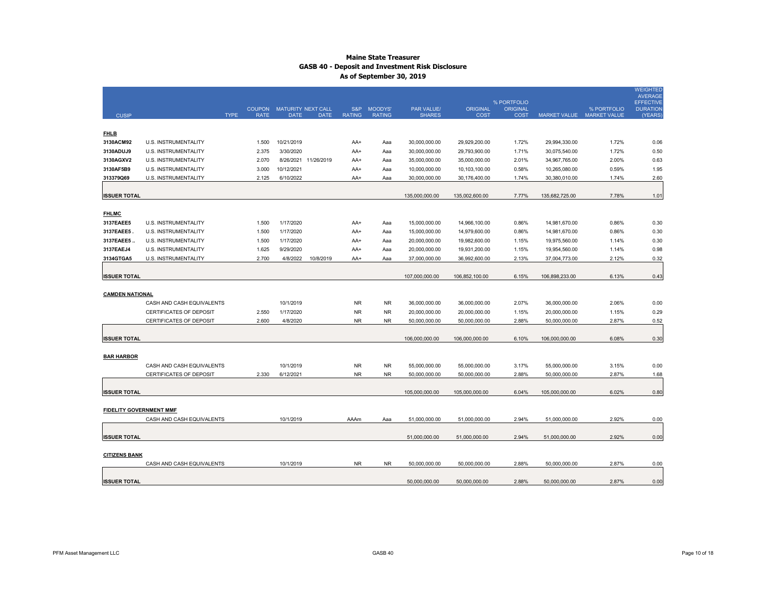# Maine State Treasurer
## GASB 40 - Deposit and Investment Risk Disclosure
### As of September 30, 2019

| CUSIP | TYPE | COUPON RATE | MATURITY DATE | NEXT CALL DATE | S&P RATING | MOODYS' RATING | PAR VALUE/ SHARES | ORIGINAL COST | % PORTFOLIO ORIGINAL COST | MARKET VALUE | % PORTFOLIO MARKET VALUE | WEIGHTED AVERAGE EFFECTIVE DURATION (YEARS) |
|---|---|---|---|---|---|---|---|---|---|---|---|---|
| **FHLB** | | | | | | | | | | | | |
| 3130ACM92 | U.S. INSTRUMENTALITY | 1.500 | 10/21/2019 | | AA+ | Aaa | 30,000,000.00 | 29,929,200.00 | 1.72% | 29,994,330.00 | 1.72% | 0.06 |
| 3130ADUJ9 | U.S. INSTRUMENTALITY | 2.375 | 3/30/2020 | | AA+ | Aaa | 30,000,000.00 | 29,793,900.00 | 1.71% | 30,075,540.00 | 1.72% | 0.50 |
| 3130AGXV2 | U.S. INSTRUMENTALITY | 2.070 | 8/26/2021 | 11/26/2019 | AA+ | Aaa | 35,000,000.00 | 35,000,000.00 | 2.01% | 34,967,765.00 | 2.00% | 0.63 |
| 3130AF5B9 | U.S. INSTRUMENTALITY | 3.000 | 10/12/2021 | | AA+ | Aaa | 10,000,000.00 | 10,103,100.00 | 0.58% | 10,265,080.00 | 0.59% | 1.95 |
| 313379Q69 | U.S. INSTRUMENTALITY | 2.125 | 6/10/2022 | | AA+ | Aaa | 30,000,000.00 | 30,176,400.00 | 1.74% | 30,380,010.00 | 1.74% | 2.60 |
| **ISSUER TOTAL** | | | | | | | 135,000,000.00 | 135,002,600.00 | 7.77% | 135,682,725.00 | 7.78% | 1.01 |
| **FHLMC** | | | | | | | | | | | | |
| 3137EAEE5 | U.S. INSTRUMENTALITY | 1.500 | 1/17/2020 | | AA+ | Aaa | 15,000,000.00 | 14,966,100.00 | 0.86% | 14,981,670.00 | 0.86% | 0.30 |
| 3137EAEE5 . | U.S. INSTRUMENTALITY | 1.500 | 1/17/2020 | | AA+ | Aaa | 15,000,000.00 | 14,979,600.00 | 0.86% | 14,981,670.00 | 0.86% | 0.30 |
| 3137EAEE5 .. | U.S. INSTRUMENTALITY | 1.500 | 1/17/2020 | | AA+ | Aaa | 20,000,000.00 | 19,982,600.00 | 1.15% | 19,975,560.00 | 1.14% | 0.30 |
| 3137EAEJ4 | U.S. INSTRUMENTALITY | 1.625 | 9/29/2020 | | AA+ | Aaa | 20,000,000.00 | 19,931,200.00 | 1.15% | 19,954,560.00 | 1.14% | 0.98 |
| 3134GTGA5 | U.S. INSTRUMENTALITY | 2.700 | 4/8/2022 | 10/8/2019 | AA+ | Aaa | 37,000,000.00 | 36,992,600.00 | 2.13% | 37,004,773.00 | 2.12% | 0.32 |
| **ISSUER TOTAL** | | | | | | | 107,000,000.00 | 106,852,100.00 | 6.15% | 106,898,233.00 | 6.13% | 0.43 |
| **CAMDEN NATIONAL** | | | | | | | | | | | | |
| | CASH AND CASH EQUIVALENTS | | 10/1/2019 | | NR | NR | 36,000,000.00 | 36,000,000.00 | 2.07% | 36,000,000.00 | 2.06% | 0.00 |
| | CERTIFICATES OF DEPOSIT | 2.550 | 1/17/2020 | | NR | NR | 20,000,000.00 | 20,000,000.00 | 1.15% | 20,000,000.00 | 1.15% | 0.29 |
| | CERTIFICATES OF DEPOSIT | 2.600 | 4/8/2020 | | NR | NR | 50,000,000.00 | 50,000,000.00 | 2.88% | 50,000,000.00 | 2.87% | 0.52 |
| **ISSUER TOTAL** | | | | | | | 106,000,000.00 | 106,000,000.00 | 6.10% | 106,000,000.00 | 6.08% | 0.30 |
| **BAR HARBOR** | | | | | | | | | | | | |
| | CASH AND CASH EQUIVALENTS | | 10/1/2019 | | NR | NR | 55,000,000.00 | 55,000,000.00 | 3.17% | 55,000,000.00 | 3.15% | 0.00 |
| | CERTIFICATES OF DEPOSIT | 2.330 | 6/12/2021 | | NR | NR | 50,000,000.00 | 50,000,000.00 | 2.88% | 50,000,000.00 | 2.87% | 1.68 |
| **ISSUER TOTAL** | | | | | | | 105,000,000.00 | 105,000,000.00 | 6.04% | 105,000,000.00 | 6.02% | 0.80 |
| **FIDELITY GOVERNMENT MMF** | | | | | | | | | | | | |
| | CASH AND CASH EQUIVALENTS | | 10/1/2019 | | AAAm | Aaa | 51,000,000.00 | 51,000,000.00 | 2.94% | 51,000,000.00 | 2.92% | 0.00 |
| **ISSUER TOTAL** | | | | | | | 51,000,000.00 | 51,000,000.00 | 2.94% | 51,000,000.00 | 2.92% | 0.00 |
| **CITIZENS BANK** | | | | | | | | | | | | |
| | CASH AND CASH EQUIVALENTS | | 10/1/2019 | | NR | NR | 50,000,000.00 | 50,000,000.00 | 2.88% | 50,000,000.00 | 2.87% | 0.00 |
| **ISSUER TOTAL** | | | | | | | 50,000,000.00 | 50,000,000.00 | 2.88% | 50,000,000.00 | 2.87% | 0.00 |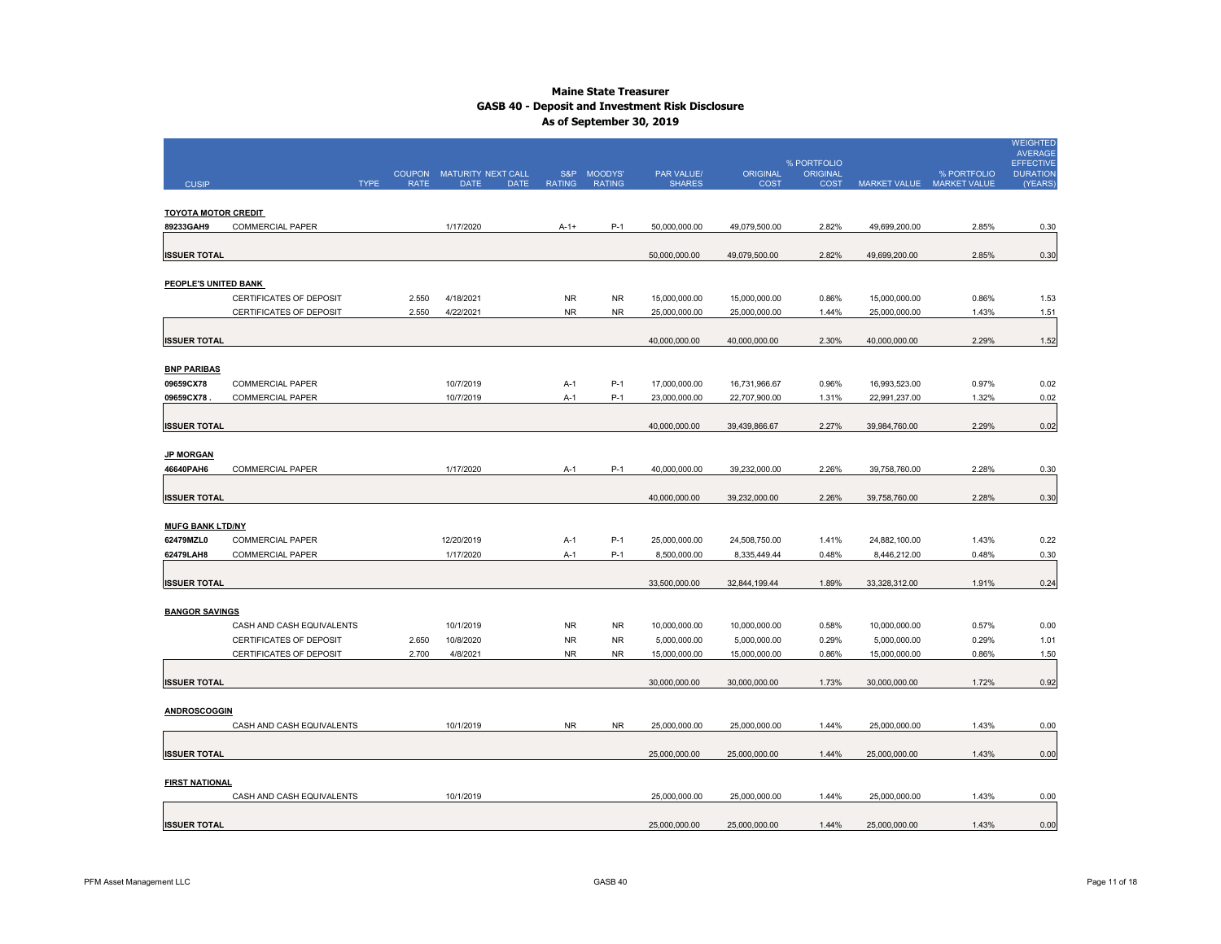# Maine State Treasurer
## GASB 40 - Deposit and Investment Risk Disclosure
### As of September 30, 2019

| CUSIP | TYPE | COUPON RATE | MATURITY DATE | NEXT CALL DATE | S&P RATING | MOODYS' RATING | PAR VALUE/ SHARES | ORIGINAL COST | % PORTFOLIO ORIGINAL COST | MARKET VALUE | % PORTFOLIO MARKET VALUE | WEIGHTED AVERAGE EFFECTIVE DURATION (YEARS) |
|---|---|---|---|---|---|---|---|---|---|---|---|---|
| **TOYOTA MOTOR CREDIT** | | | | | | | | | | | | |
| 89233GAH9 | COMMERCIAL PAPER | | 1/17/2020 | | A-1+ | P-1 | 50,000,000.00 | 49,079,500.00 | 2.82% | 49,699,200.00 | 2.85% | 0.30 |
| **ISSUER TOTAL** | | | | | | | 50,000,000.00 | 49,079,500.00 | 2.82% | 49,699,200.00 | 2.85% | 0.30 |
| **PEOPLE'S UNITED BANK** | | | | | | | | | | | | |
| | CERTIFICATES OF DEPOSIT | 2.550 | 4/18/2021 | | NR | NR | 15,000,000.00 | 15,000,000.00 | 0.86% | 15,000,000.00 | 0.86% | 1.53 |
| | CERTIFICATES OF DEPOSIT | 2.550 | 4/22/2021 | | NR | NR | 25,000,000.00 | 25,000,000.00 | 1.44% | 25,000,000.00 | 1.43% | 1.51 |
| **ISSUER TOTAL** | | | | | | | 40,000,000.00 | 40,000,000.00 | 2.30% | 40,000,000.00 | 2.29% | 1.52 |
| **BNP PARIBAS** | | | | | | | | | | | | |
| 09659CX78 | COMMERCIAL PAPER | | 10/7/2019 | | A-1 | P-1 | 17,000,000.00 | 16,731,966.67 | 0.96% | 16,993,523.00 | 0.97% | 0.02 |
| 09659CX78 . | COMMERCIAL PAPER | | 10/7/2019 | | A-1 | P-1 | 23,000,000.00 | 22,707,900.00 | 1.31% | 22,991,237.00 | 1.32% | 0.02 |
| **ISSUER TOTAL** | | | | | | | 40,000,000.00 | 39,439,866.67 | 2.27% | 39,984,760.00 | 2.29% | 0.02 |
| **JP MORGAN** | | | | | | | | | | | | |
| 46640PAH6 | COMMERCIAL PAPER | | 1/17/2020 | | A-1 | P-1 | 40,000,000.00 | 39,232,000.00 | 2.26% | 39,758,760.00 | 2.28% | 0.30 |
| **ISSUER TOTAL** | | | | | | | 40,000,000.00 | 39,232,000.00 | 2.26% | 39,758,760.00 | 2.28% | 0.30 |
| **MUFG BANK LTD/NY** | | | | | | | | | | | | |
| 62479MZL0 | COMMERCIAL PAPER | | 12/20/2019 | | A-1 | P-1 | 25,000,000.00 | 24,508,750.00 | 1.41% | 24,882,100.00 | 1.43% | 0.22 |
| 62479LAH8 | COMMERCIAL PAPER | | 1/17/2020 | | A-1 | P-1 | 8,500,000.00 | 8,335,449.44 | 0.48% | 8,446,212.00 | 0.48% | 0.30 |
| **ISSUER TOTAL** | | | | | | | 33,500,000.00 | 32,844,199.44 | 1.89% | 33,328,312.00 | 1.91% | 0.24 |
| **BANGOR SAVINGS** | | | | | | | | | | | | |
| | CASH AND CASH EQUIVALENTS | | 10/1/2019 | | NR | NR | 10,000,000.00 | 10,000,000.00 | 0.58% | 10,000,000.00 | 0.57% | 0.00 |
| | CERTIFICATES OF DEPOSIT | 2.650 | 10/8/2020 | | NR | NR | 5,000,000.00 | 5,000,000.00 | 0.29% | 5,000,000.00 | 0.29% | 1.01 |
| | CERTIFICATES OF DEPOSIT | 2.700 | 4/8/2021 | | NR | NR | 15,000,000.00 | 15,000,000.00 | 0.86% | 15,000,000.00 | 0.86% | 1.50 |
| **ISSUER TOTAL** | | | | | | | 30,000,000.00 | 30,000,000.00 | 1.73% | 30,000,000.00 | 1.72% | 0.92 |
| **ANDROSCOGGIN** | | | | | | | | | | | | |
| | CASH AND CASH EQUIVALENTS | | 10/1/2019 | | NR | NR | 25,000,000.00 | 25,000,000.00 | 1.44% | 25,000,000.00 | 1.43% | 0.00 |
| **ISSUER TOTAL** | | | | | | | 25,000,000.00 | 25,000,000.00 | 1.44% | 25,000,000.00 | 1.43% | 0.00 |
| **FIRST NATIONAL** | | | | | | | | | | | | |
| | CASH AND CASH EQUIVALENTS | | 10/1/2019 | | | | 25,000,000.00 | 25,000,000.00 | 1.44% | 25,000,000.00 | 1.43% | 0.00 |
| **ISSUER TOTAL** | | | | | | | 25,000,000.00 | 25,000,000.00 | 1.44% | 25,000,000.00 | 1.43% | 0.00 |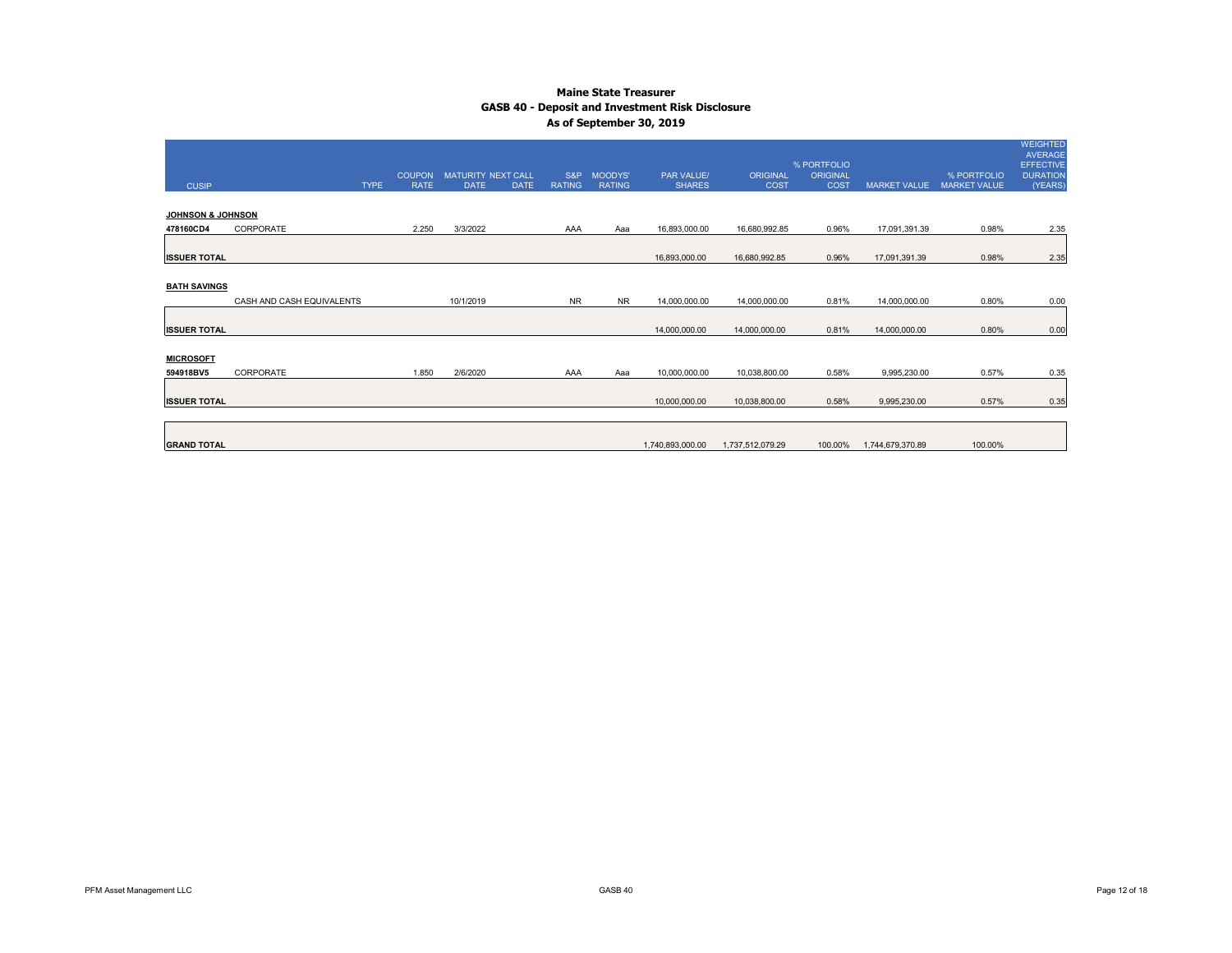# Maine State Treasurer
## GASB 40 - Deposit and Investment Risk Disclosure
### As of September 30, 2019

| CUSIP | TYPE | COUPON RATE | MATURITY DATE | NEXT CALL DATE | S&P RATING | MOODYS' RATING | PAR VALUE/ SHARES | ORIGINAL COST | % PORTFOLIO ORIGINAL COST | MARKET VALUE | % PORTFOLIO MARKET VALUE | WEIGHTED AVERAGE EFFECTIVE DURATION (YEARS) |
|---|---|---|---|---|---|---|---|---|---|---|---|---|
| **JOHNSON & JOHNSON** | | | | | | | | | | | | |
| 478160CD4 | CORPORATE | 2.250 | 3/3/2022 | | AAA | Aaa | 16,893,000.00 | 16,680,992.85 | 0.96% | 17,091,391.39 | 0.98% | 2.35 |
| **ISSUER TOTAL** | | | | | | | 16,893,000.00 | 16,680,992.85 | 0.96% | 17,091,391.39 | 0.98% | 2.35 |
| **BATH SAVINGS** | | | | | | | | | | | | |
| | CASH AND CASH EQUIVALENTS | | 10/1/2019 | | NR | NR | 14,000,000.00 | 14,000,000.00 | 0.81% | 14,000,000.00 | 0.80% | 0.00 |
| **ISSUER TOTAL** | | | | | | | 14,000,000.00 | 14,000,000.00 | 0.81% | 14,000,000.00 | 0.80% | 0.00 |
| **MICROSOFT** | | | | | | | | | | | | |
| 594918BV5 | CORPORATE | 1.850 | 2/6/2020 | | AAA | Aaa | 10,000,000.00 | 10,038,800.00 | 0.58% | 9,995,230.00 | 0.57% | 0.35 |
| **ISSUER TOTAL** | | | | | | | 10,000,000.00 | 10,038,800.00 | 0.58% | 9,995,230.00 | 0.57% | 0.35 |
| **GRAND TOTAL** | | | | | | | 1,740,893,000.00 | 1,737,512,079.29 | 100.00% | 1,744,679,370.89 | 100.00% | |

PFM Asset Management LLC

GASB 40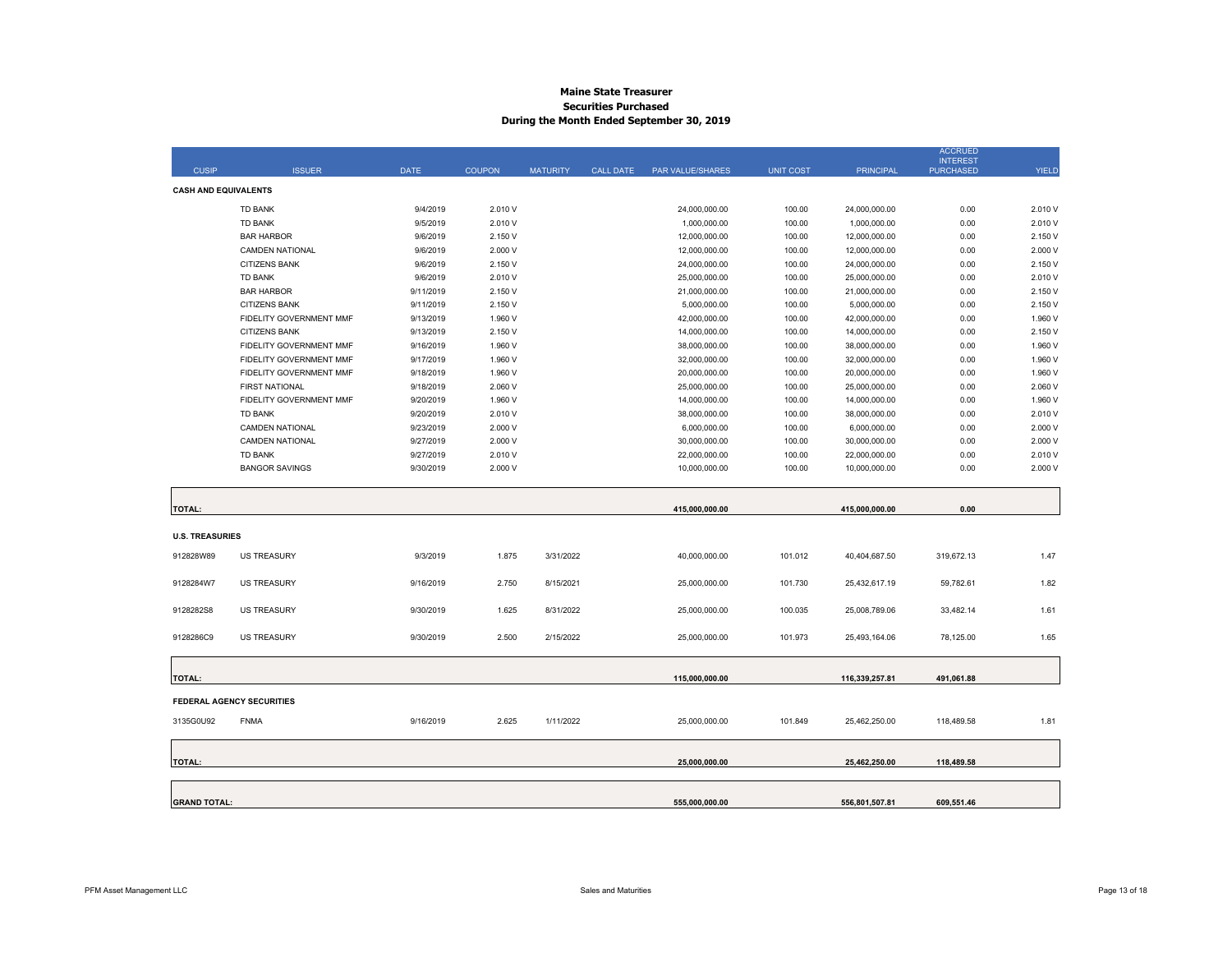# Maine State Treasurer
## Securities Purchased
### During the Month Ended September 30, 2019

| CUSIP | ISSUER | DATE | COUPON | MATURITY | CALL DATE | PAR VALUE/SHARES | UNIT COST | PRINCIPAL | ACCRUED INTEREST PURCHASED | YIELD |
|---|---|---|---|---|---|---|---|---|---|---|
| **CASH AND EQUIVALENTS** | | | | | | | | | | |
| | TD BANK | 9/4/2019 | 2.010 V | | | 24,000,000.00 | 100.00 | 24,000,000.00 | 0.00 | 2.010 V |
| | TD BANK | 9/5/2019 | 2.010 V | | | 1,000,000.00 | 100.00 | 1,000,000.00 | 0.00 | 2.010 V |
| | BAR HARBOR | 9/6/2019 | 2.150 V | | | 12,000,000.00 | 100.00 | 12,000,000.00 | 0.00 | 2.150 V |
| | CAMDEN NATIONAL | 9/6/2019 | 2.000 V | | | 12,000,000.00 | 100.00 | 12,000,000.00 | 0.00 | 2.000 V |
| | CITIZENS BANK | 9/6/2019 | 2.150 V | | | 24,000,000.00 | 100.00 | 24,000,000.00 | 0.00 | 2.150 V |
| | TD BANK | 9/6/2019 | 2.010 V | | | 25,000,000.00 | 100.00 | 25,000,000.00 | 0.00 | 2.010 V |
| | BAR HARBOR | 9/11/2019 | 2.150 V | | | 21,000,000.00 | 100.00 | 21,000,000.00 | 0.00 | 2.150 V |
| | CITIZENS BANK | 9/11/2019 | 2.150 V | | | 5,000,000.00 | 100.00 | 5,000,000.00 | 0.00 | 2.150 V |
| | FIDELITY GOVERNMENT MMF | 9/13/2019 | 1.960 V | | | 42,000,000.00 | 100.00 | 42,000,000.00 | 0.00 | 1.960 V |
| | CITIZENS BANK | 9/13/2019 | 2.150 V | | | 14,000,000.00 | 100.00 | 14,000,000.00 | 0.00 | 2.150 V |
| | FIDELITY GOVERNMENT MMF | 9/16/2019 | 1.960 V | | | 38,000,000.00 | 100.00 | 38,000,000.00 | 0.00 | 1.960 V |
| | FIDELITY GOVERNMENT MMF | 9/17/2019 | 1.960 V | | | 32,000,000.00 | 100.00 | 32,000,000.00 | 0.00 | 1.960 V |
| | FIDELITY GOVERNMENT MMF | 9/18/2019 | 1.960 V | | | 20,000,000.00 | 100.00 | 20,000,000.00 | 0.00 | 1.960 V |
| | FIRST NATIONAL | 9/18/2019 | 2.060 V | | | 25,000,000.00 | 100.00 | 25,000,000.00 | 0.00 | 2.060 V |
| | FIDELITY GOVERNMENT MMF | 9/20/2019 | 1.960 V | | | 14,000,000.00 | 100.00 | 14,000,000.00 | 0.00 | 1.960 V |
| | TD BANK | 9/20/2019 | 2.010 V | | | 38,000,000.00 | 100.00 | 38,000,000.00 | 0.00 | 2.010 V |
| | CAMDEN NATIONAL | 9/23/2019 | 2.000 V | | | 6,000,000.00 | 100.00 | 6,000,000.00 | 0.00 | 2.000 V |
| | CAMDEN NATIONAL | 9/27/2019 | 2.000 V | | | 30,000,000.00 | 100.00 | 30,000,000.00 | 0.00 | 2.000 V |
| | TD BANK | 9/27/2019 | 2.010 V | | | 22,000,000.00 | 100.00 | 22,000,000.00 | 0.00 | 2.010 V |
| | BANGOR SAVINGS | 9/30/2019 | 2.000 V | | | 10,000,000.00 | 100.00 | 10,000,000.00 | 0.00 | 2.000 V |
| **TOTAL:** | | | | | | **415,000,000.00** | | **415,000,000.00** | **0.00** | |
| **U.S. TREASURIES** | | | | | | | | | | |
| 912828W89 | US TREASURY | 9/3/2019 | 1.875 | 3/31/2022 | | 40,000,000.00 | 101.012 | 40,404,687.50 | 319,672.13 | 1.47 |
| 9128284W7 | US TREASURY | 9/16/2019 | 2.750 | 8/15/2021 | | 25,000,000.00 | 101.730 | 25,432,617.19 | 59,782.61 | 1.82 |
| 9128282S8 | US TREASURY | 9/30/2019 | 1.625 | 8/31/2022 | | 25,000,000.00 | 100.035 | 25,008,789.06 | 33,482.14 | 1.61 |
| 9128286C9 | US TREASURY | 9/30/2019 | 2.500 | 2/15/2022 | | 25,000,000.00 | 101.973 | 25,493,164.06 | 78,125.00 | 1.65 |
| **TOTAL:** | | | | | | **115,000,000.00** | | **116,339,257.81** | **491,061.88** | |
| **FEDERAL AGENCY SECURITIES** | | | | | | | | | | |
| 3135G0U92 | FNMA | 9/16/2019 | 2.625 | 1/11/2022 | | 25,000,000.00 | 101.849 | 25,462,250.00 | 118,489.58 | 1.81 |
| **TOTAL:** | | | | | | **25,000,000.00** | | **25,462,250.00** | **118,489.58** | |
| **GRAND TOTAL:** | | | | | | **555,000,000.00** | | **556,801,507.81** | **609,551.46** | |

PFM Asset Management LLC — Sales and Maturities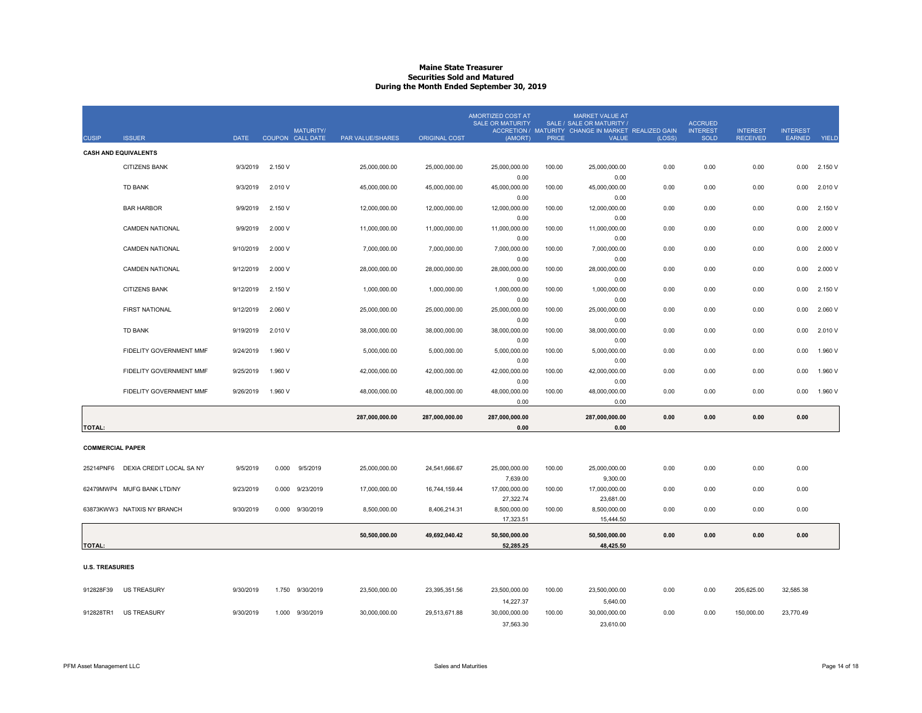# Maine State Treasurer
## Securities Sold and Matured
### During the Month Ended September 30, 2019

| CUSIP | ISSUER | DATE | COUPON | MATURITY/ CALL DATE | PAR VALUE/SHARES | ORIGINAL COST | AMORTIZED COST AT SALE OR MATURITY ACCRETION / (AMORT) | SALE / MATURITY PRICE | MARKET VALUE AT SALE OR MATURITY / CHANGE IN MARKET VALUE | REALIZED GAIN (LOSS) | ACCRUED INTEREST SOLD | INTEREST RECEIVED | INTEREST EARNED | YIELD |
|---|---|---|---|---|---|---|---|---|---|---|---|---|---|---|
| **CASH AND EQUIVALENTS** | | | | | | | | | | | | | | |
| | CITIZENS BANK | 9/3/2019 | 2.150 V | | 25,000,000.00 | 25,000,000.00 | 25,000,000.00<br>0.00 | 100.00 | 25,000,000.00<br>0.00 | 0.00 | 0.00 | 0.00 | 0.00 | 2.150 V |
| | TD BANK | 9/3/2019 | 2.010 V | | 45,000,000.00 | 45,000,000.00 | 45,000,000.00<br>0.00 | 100.00 | 45,000,000.00<br>0.00 | 0.00 | 0.00 | 0.00 | 0.00 | 2.010 V |
| | BAR HARBOR | 9/9/2019 | 2.150 V | | 12,000,000.00 | 12,000,000.00 | 12,000,000.00<br>0.00 | 100.00 | 12,000,000.00<br>0.00 | 0.00 | 0.00 | 0.00 | 0.00 | 2.150 V |
| | CAMDEN NATIONAL | 9/9/2019 | 2.000 V | | 11,000,000.00 | 11,000,000.00 | 11,000,000.00<br>0.00 | 100.00 | 11,000,000.00<br>0.00 | 0.00 | 0.00 | 0.00 | 0.00 | 2.000 V |
| | CAMDEN NATIONAL | 9/10/2019 | 2.000 V | | 7,000,000.00 | 7,000,000.00 | 7,000,000.00<br>0.00 | 100.00 | 7,000,000.00<br>0.00 | 0.00 | 0.00 | 0.00 | 0.00 | 2.000 V |
| | CAMDEN NATIONAL | 9/12/2019 | 2.000 V | | 28,000,000.00 | 28,000,000.00 | 28,000,000.00<br>0.00 | 100.00 | 28,000,000.00<br>0.00 | 0.00 | 0.00 | 0.00 | 0.00 | 2.000 V |
| | CITIZENS BANK | 9/12/2019 | 2.150 V | | 1,000,000.00 | 1,000,000.00 | 1,000,000.00<br>0.00 | 100.00 | 1,000,000.00<br>0.00 | 0.00 | 0.00 | 0.00 | 0.00 | 2.150 V |
| | FIRST NATIONAL | 9/12/2019 | 2.060 V | | 25,000,000.00 | 25,000,000.00 | 25,000,000.00<br>0.00 | 100.00 | 25,000,000.00<br>0.00 | 0.00 | 0.00 | 0.00 | 0.00 | 2.060 V |
| | TD BANK | 9/19/2019 | 2.010 V | | 38,000,000.00 | 38,000,000.00 | 38,000,000.00<br>0.00 | 100.00 | 38,000,000.00<br>0.00 | 0.00 | 0.00 | 0.00 | 0.00 | 2.010 V |
| | FIDELITY GOVERNMENT MMF | 9/24/2019 | 1.960 V | | 5,000,000.00 | 5,000,000.00 | 5,000,000.00<br>0.00 | 100.00 | 5,000,000.00<br>0.00 | 0.00 | 0.00 | 0.00 | 0.00 | 1.960 V |
| | FIDELITY GOVERNMENT MMF | 9/25/2019 | 1.960 V | | 42,000,000.00 | 42,000,000.00 | 42,000,000.00<br>0.00 | 100.00 | 42,000,000.00<br>0.00 | 0.00 | 0.00 | 0.00 | 0.00 | 1.960 V |
| | FIDELITY GOVERNMENT MMF | 9/26/2019 | 1.960 V | | 48,000,000.00 | 48,000,000.00 | 48,000,000.00<br>0.00 | 100.00 | 48,000,000.00<br>0.00 | 0.00 | 0.00 | 0.00 | 0.00 | 1.960 V |
| **TOTAL:** | | | | | **287,000,000.00** | **287,000,000.00** | **287,000,000.00**<br>**0.00** | | **287,000,000.00**<br>**0.00** | **0.00** | **0.00** | **0.00** | **0.00** | |
| **COMMERCIAL PAPER** | | | | | | | | | | | | | | |
| 25214PNF6 | DEXIA CREDIT LOCAL SA NY | 9/5/2019 | 0.000 | 9/5/2019 | 25,000,000.00 | 24,541,666.67 | 25,000,000.00<br>7,639.00 | 100.00 | 25,000,000.00<br>9,300.00 | 0.00 | 0.00 | 0.00 | 0.00 | |
| 62479MWP4 | MUFG BANK LTD/NY | 9/23/2019 | 0.000 | 9/23/2019 | 17,000,000.00 | 16,744,159.44 | 17,000,000.00<br>27,322.74 | 100.00 | 17,000,000.00<br>23,681.00 | 0.00 | 0.00 | 0.00 | 0.00 | |
| 63873KWW3 | NATIXIS NY BRANCH | 9/30/2019 | 0.000 | 9/30/2019 | 8,500,000.00 | 8,406,214.31 | 8,500,000.00<br>17,323.51 | 100.00 | 8,500,000.00<br>15,444.50 | 0.00 | 0.00 | 0.00 | 0.00 | |
| **TOTAL:** | | | | | **50,500,000.00** | **49,692,040.42** | **50,500,000.00**<br>**52,285.25** | | **50,500,000.00**<br>**48,425.50** | **0.00** | **0.00** | **0.00** | **0.00** | |
| **U.S. TREASURIES** | | | | | | | | | | | | | | |
| 912828F39 | US TREASURY | 9/30/2019 | 1.750 | 9/30/2019 | 23,500,000.00 | 23,395,351.56 | 23,500,000.00<br>14,227.37 | 100.00 | 23,500,000.00<br>5,640.00 | 0.00 | 0.00 | 205,625.00 | 32,585.38 | |
| 912828TR1 | US TREASURY | 9/30/2019 | 1.000 | 9/30/2019 | 30,000,000.00 | 29,513,671.88 | 30,000,000.00<br>37,563.30 | 100.00 | 30,000,000.00<br>23,610.00 | 0.00 | 0.00 | 150,000.00 | 23,770.49 | |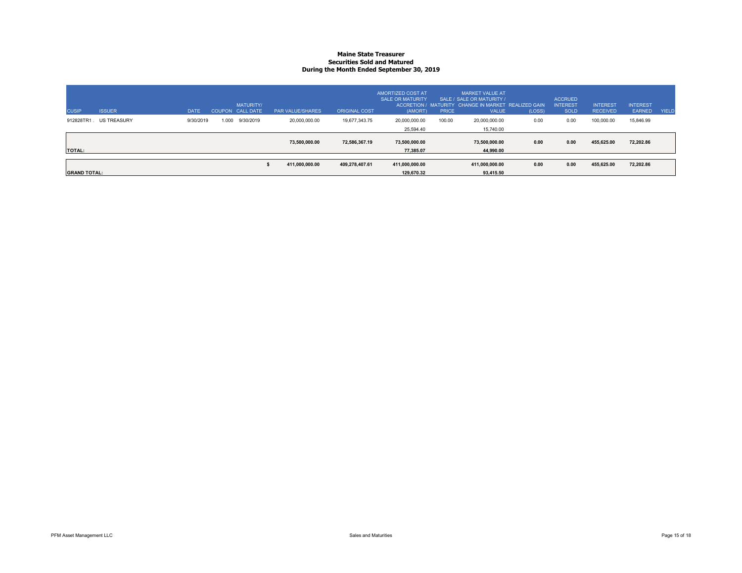# Maine State Treasurer
## Securities Sold and Matured
### During the Month Ended September 30, 2019

| CUSIP | ISSUER | DATE | COUPON | MATURITY/ CALL DATE | PAR VALUE/SHARES | ORIGINAL COST | AMORTIZED COST AT SALE OR MATURITY ACCRETION / (AMORT) | MATURITY PRICE | MARKET VALUE AT SALE / SALE OR MATURITY / CHANGE IN MARKET VALUE | REALIZED GAIN (LOSS) | ACCRUED INTEREST SOLD | INTEREST RECEIVED | INTEREST EARNED | YIELD |
|---|---|---|---|---|---|---|---|---|---|---|---|---|---|---|
| 912828TR1 . | US TREASURY | 9/30/2019 | 1.000 | 9/30/2019 | 20,000,000.00 | 19,677,343.75 | 20,000,000.00 | 100.00 | 20,000,000.00 | 0.00 | 0.00 | 100,000.00 | 15,846.99 | |
| | | | | | | | 25,594.40 | | 15,740.00 | | | | | |
| | | | | | **73,500,000.00** | **72,586,367.19** | **73,500,000.00** | | **73,500,000.00** | **0.00** | **0.00** | **455,625.00** | **72,202.86** | |
| **TOTAL:** | | | | | | | **77,385.07** | | **44,990.00** | | | | | |
| | | | | | **$ 411,000,000.00** | **409,278,407.61** | **411,000,000.00** | | **411,000,000.00** | **0.00** | **0.00** | **455,625.00** | **72,202.86** | |
| **GRAND TOTAL:** | | | | | | | **129,670.32** | | **93,415.50** | | | | | |

PFM Asset Management LLC — Sales and Maturities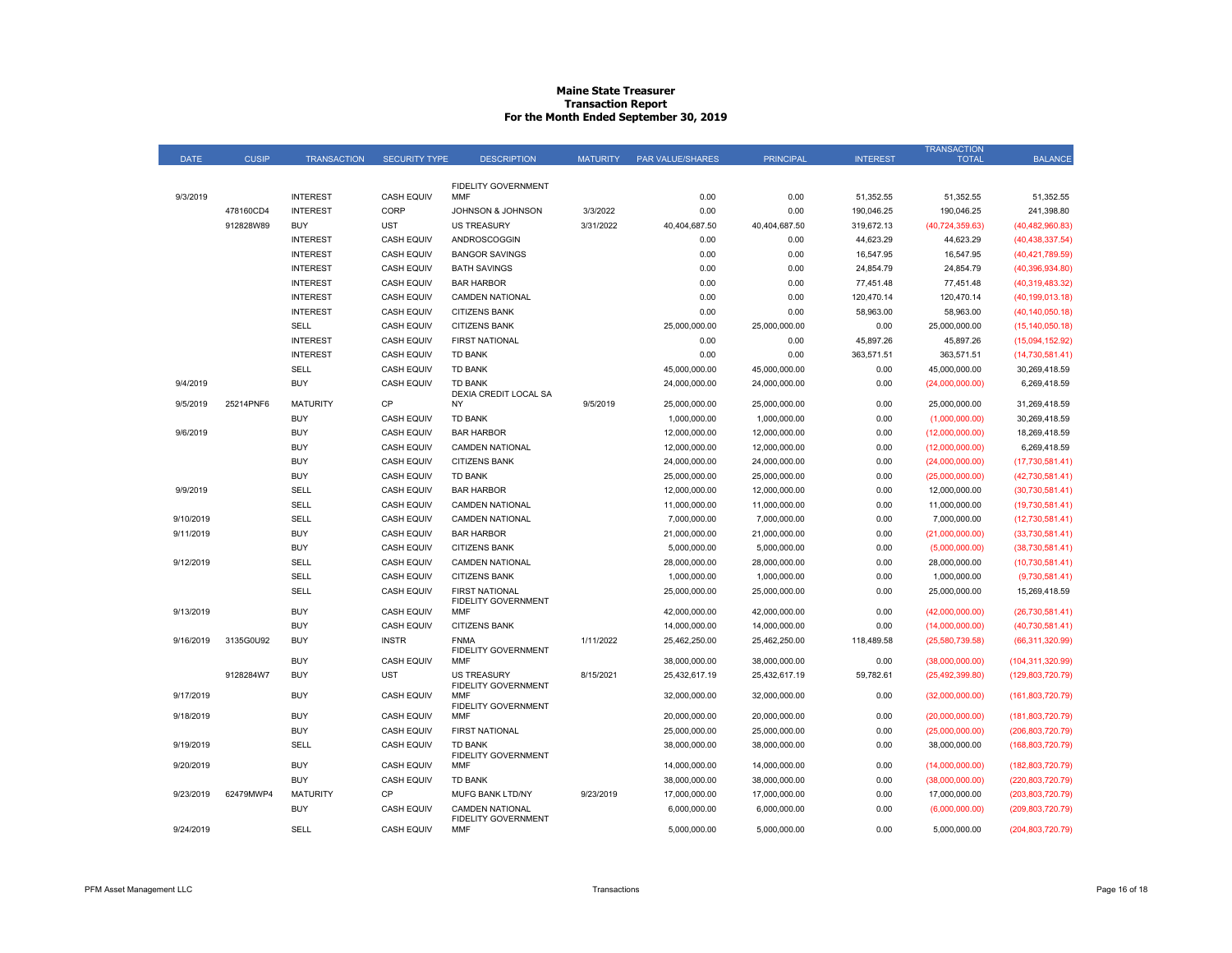# Maine State Treasurer
## Transaction Report
### For the Month Ended September 30, 2019

| DATE | CUSIP | TRANSACTION | SECURITY TYPE | DESCRIPTION | MATURITY | PAR VALUE/SHARES | PRINCIPAL | INTEREST | TRANSACTION TOTAL | BALANCE |
|---|---|---|---|---|---|---|---|---|---|---|
| 9/3/2019 | | INTEREST | CASH EQUIV | FIDELITY GOVERNMENT MMF | | 0.00 | 0.00 | 51,352.55 | 51,352.55 | 51,352.55 |
| | 478160CD4 | INTEREST | CORP | JOHNSON & JOHNSON | 3/3/2022 | 0.00 | 0.00 | 190,046.25 | 190,046.25 | 241,398.80 |
| | 912828W89 | BUY | UST | US TREASURY | 3/31/2022 | 40,404,687.50 | 40,404,687.50 | 319,672.13 | (40,724,359.63) | (40,482,960.83) |
| | | INTEREST | CASH EQUIV | ANDROSCOGGIN | | 0.00 | 0.00 | 44,623.29 | 44,623.29 | (40,438,337.54) |
| | | INTEREST | CASH EQUIV | BANGOR SAVINGS | | 0.00 | 0.00 | 16,547.95 | 16,547.95 | (40,421,789.59) |
| | | INTEREST | CASH EQUIV | BATH SAVINGS | | 0.00 | 0.00 | 24,854.79 | 24,854.79 | (40,396,934.80) |
| | | INTEREST | CASH EQUIV | BAR HARBOR | | 0.00 | 0.00 | 77,451.48 | 77,451.48 | (40,319,483.32) |
| | | INTEREST | CASH EQUIV | CAMDEN NATIONAL | | 0.00 | 0.00 | 120,470.14 | 120,470.14 | (40,199,013.18) |
| | | INTEREST | CASH EQUIV | CITIZENS BANK | | 0.00 | 0.00 | 58,963.00 | 58,963.00 | (40,140,050.18) |
| | | SELL | CASH EQUIV | CITIZENS BANK | | 25,000,000.00 | 25,000,000.00 | 0.00 | 25,000,000.00 | (15,140,050.18) |
| | | INTEREST | CASH EQUIV | FIRST NATIONAL | | 0.00 | 0.00 | 45,897.26 | 45,897.26 | (15,094,152.92) |
| | | INTEREST | CASH EQUIV | TD BANK | | 0.00 | 0.00 | 363,571.51 | 363,571.51 | (14,730,581.41) |
| | | SELL | CASH EQUIV | TD BANK | | 45,000,000.00 | 45,000,000.00 | 0.00 | 45,000,000.00 | 30,269,418.59 |
| 9/4/2019 | | BUY | CASH EQUIV | TD BANK | | 24,000,000.00 | 24,000,000.00 | 0.00 | (24,000,000.00) | 6,269,418.59 |
| 9/5/2019 | 25214PNF6 | MATURITY | CP | DEXIA CREDIT LOCAL SA NY | 9/5/2019 | 25,000,000.00 | 25,000,000.00 | 0.00 | 25,000,000.00 | 31,269,418.59 |
| | | BUY | CASH EQUIV | TD BANK | | 1,000,000.00 | 1,000,000.00 | 0.00 | (1,000,000.00) | 30,269,418.59 |
| 9/6/2019 | | BUY | CASH EQUIV | BAR HARBOR | | 12,000,000.00 | 12,000,000.00 | 0.00 | (12,000,000.00) | 18,269,418.59 |
| | | BUY | CASH EQUIV | CAMDEN NATIONAL | | 12,000,000.00 | 12,000,000.00 | 0.00 | (12,000,000.00) | 6,269,418.59 |
| | | BUY | CASH EQUIV | CITIZENS BANK | | 24,000,000.00 | 24,000,000.00 | 0.00 | (24,000,000.00) | (17,730,581.41) |
| | | BUY | CASH EQUIV | TD BANK | | 25,000,000.00 | 25,000,000.00 | 0.00 | (25,000,000.00) | (42,730,581.41) |
| 9/9/2019 | | SELL | CASH EQUIV | BAR HARBOR | | 12,000,000.00 | 12,000,000.00 | 0.00 | 12,000,000.00 | (30,730,581.41) |
| | | SELL | CASH EQUIV | CAMDEN NATIONAL | | 11,000,000.00 | 11,000,000.00 | 0.00 | 11,000,000.00 | (19,730,581.41) |
| 9/10/2019 | | SELL | CASH EQUIV | CAMDEN NATIONAL | | 7,000,000.00 | 7,000,000.00 | 0.00 | 7,000,000.00 | (12,730,581.41) |
| 9/11/2019 | | BUY | CASH EQUIV | BAR HARBOR | | 21,000,000.00 | 21,000,000.00 | 0.00 | (21,000,000.00) | (33,730,581.41) |
| | | BUY | CASH EQUIV | CITIZENS BANK | | 5,000,000.00 | 5,000,000.00 | 0.00 | (5,000,000.00) | (38,730,581.41) |
| 9/12/2019 | | SELL | CASH EQUIV | CAMDEN NATIONAL | | 28,000,000.00 | 28,000,000.00 | 0.00 | 28,000,000.00 | (10,730,581.41) |
| | | SELL | CASH EQUIV | CITIZENS BANK | | 1,000,000.00 | 1,000,000.00 | 0.00 | 1,000,000.00 | (9,730,581.41) |
| | | SELL | CASH EQUIV | FIRST NATIONAL | | 25,000,000.00 | 25,000,000.00 | 0.00 | 25,000,000.00 | 15,269,418.59 |
| 9/13/2019 | | BUY | CASH EQUIV | FIDELITY GOVERNMENT MMF | | 42,000,000.00 | 42,000,000.00 | 0.00 | (42,000,000.00) | (26,730,581.41) |
| | | BUY | CASH EQUIV | CITIZENS BANK | | 14,000,000.00 | 14,000,000.00 | 0.00 | (14,000,000.00) | (40,730,581.41) |
| 9/16/2019 | 3135G0U92 | BUY | INSTR | FNMA | 1/11/2022 | 25,462,250.00 | 25,462,250.00 | 118,489.58 | (25,580,739.58) | (66,311,320.99) |
| | | BUY | CASH EQUIV | FIDELITY GOVERNMENT MMF | | 38,000,000.00 | 38,000,000.00 | 0.00 | (38,000,000.00) | (104,311,320.99) |
| | 9128284W7 | BUY | UST | US TREASURY | 8/15/2021 | 25,432,617.19 | 25,432,617.19 | 59,782.61 | (25,492,399.80) | (129,803,720.79) |
| 9/17/2019 | | BUY | CASH EQUIV | FIDELITY GOVERNMENT MMF | | 32,000,000.00 | 32,000,000.00 | 0.00 | (32,000,000.00) | (161,803,720.79) |
| 9/18/2019 | | BUY | CASH EQUIV | FIDELITY GOVERNMENT MMF | | 20,000,000.00 | 20,000,000.00 | 0.00 | (20,000,000.00) | (181,803,720.79) |
| | | BUY | CASH EQUIV | FIRST NATIONAL | | 25,000,000.00 | 25,000,000.00 | 0.00 | (25,000,000.00) | (206,803,720.79) |
| 9/19/2019 | | SELL | CASH EQUIV | TD BANK | | 38,000,000.00 | 38,000,000.00 | 0.00 | 38,000,000.00 | (168,803,720.79) |
| 9/20/2019 | | BUY | CASH EQUIV | FIDELITY GOVERNMENT MMF | | 14,000,000.00 | 14,000,000.00 | 0.00 | (14,000,000.00) | (182,803,720.79) |
| | | BUY | CASH EQUIV | TD BANK | | 38,000,000.00 | 38,000,000.00 | 0.00 | (38,000,000.00) | (220,803,720.79) |
| 9/23/2019 | 62479MWP4 | MATURITY | CP | MUFG BANK LTD/NY | 9/23/2019 | 17,000,000.00 | 17,000,000.00 | 0.00 | 17,000,000.00 | (203,803,720.79) |
| | | BUY | CASH EQUIV | CAMDEN NATIONAL | | 6,000,000.00 | 6,000,000.00 | 0.00 | (6,000,000.00) | (209,803,720.79) |
| 9/24/2019 | | SELL | CASH EQUIV | FIDELITY GOVERNMENT MMF | | 5,000,000.00 | 5,000,000.00 | 0.00 | 5,000,000.00 | (204,803,720.79) |

PFM Asset Management LLC

Transactions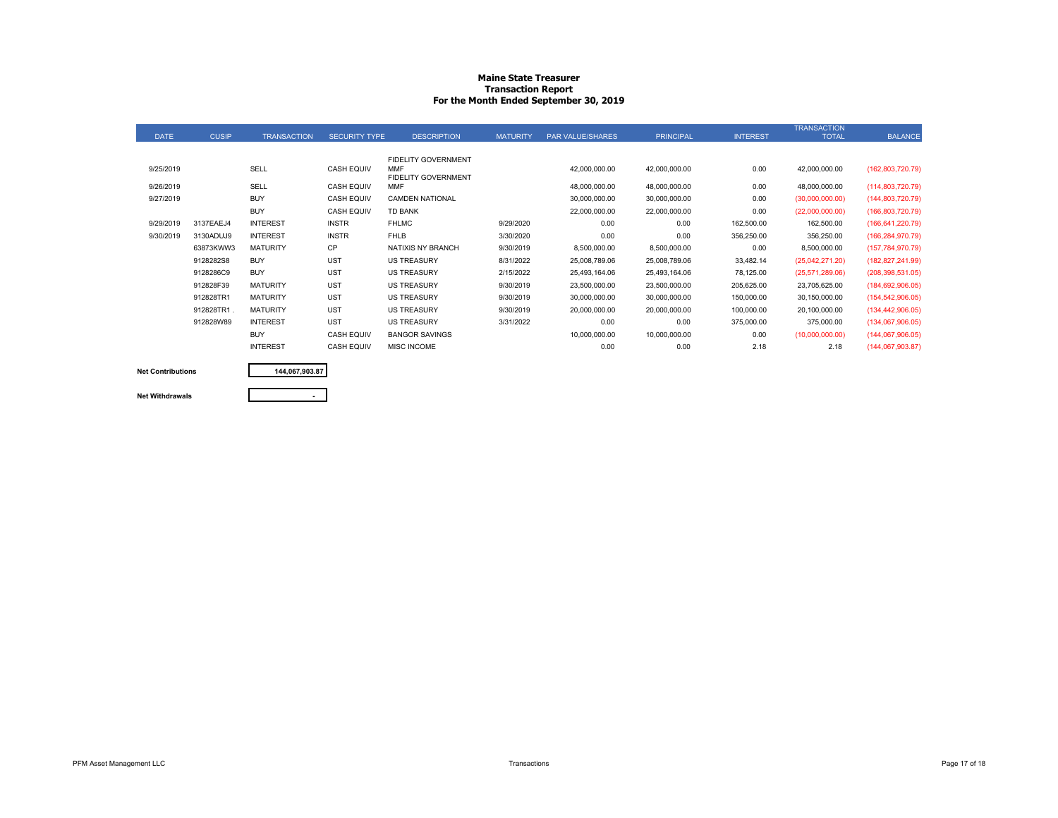# Maine State Treasurer
## Transaction Report
### For the Month Ended September 30, 2019

| DATE | CUSIP | TRANSACTION | SECURITY TYPE | DESCRIPTION | MATURITY | PAR VALUE/SHARES | PRINCIPAL | INTEREST | TRANSACTION TOTAL | BALANCE |
|---|---|---|---|---|---|---|---|---|---|---|
| 9/25/2019 | | SELL | CASH EQUIV | FIDELITY GOVERNMENT MMF | | 42,000,000.00 | 42,000,000.00 | 0.00 | 42,000,000.00 | (162,803,720.79) |
| 9/26/2019 | | SELL | CASH EQUIV | FIDELITY GOVERNMENT MMF | | 48,000,000.00 | 48,000,000.00 | 0.00 | 48,000,000.00 | (114,803,720.79) |
| 9/27/2019 | | BUY | CASH EQUIV | CAMDEN NATIONAL | | 30,000,000.00 | 30,000,000.00 | 0.00 | (30,000,000.00) | (144,803,720.79) |
| | | BUY | CASH EQUIV | TD BANK | | 22,000,000.00 | 22,000,000.00 | 0.00 | (22,000,000.00) | (166,803,720.79) |
| 9/29/2019 | 3137EAEJ4 | INTEREST | INSTR | FHLMC | 9/29/2020 | 0.00 | 0.00 | 162,500.00 | 162,500.00 | (166,641,220.79) |
| 9/30/2019 | 3130ADUJ9 | INTEREST | INSTR | FHLB | 3/30/2020 | 0.00 | 0.00 | 356,250.00 | 356,250.00 | (166,284,970.79) |
| | 63873KWW3 | MATURITY | CP | NATIXIS NY BRANCH | 9/30/2019 | 8,500,000.00 | 8,500,000.00 | 0.00 | 8,500,000.00 | (157,784,970.79) |
| | 9128282S8 | BUY | UST | US TREASURY | 8/31/2022 | 25,008,789.06 | 25,008,789.06 | 33,482.14 | (25,042,271.20) | (182,827,241.99) |
| | 9128286C9 | BUY | UST | US TREASURY | 2/15/2022 | 25,493,164.06 | 25,493,164.06 | 78,125.00 | (25,571,289.06) | (208,398,531.05) |
| | 912828F39 | MATURITY | UST | US TREASURY | 9/30/2019 | 23,500,000.00 | 23,500,000.00 | 205,625.00 | 23,705,625.00 | (184,692,906.05) |
| | 912828TR1 | MATURITY | UST | US TREASURY | 9/30/2019 | 30,000,000.00 | 30,000,000.00 | 150,000.00 | 30,150,000.00 | (154,542,906.05) |
| | 912828TR1 . | MATURITY | UST | US TREASURY | 9/30/2019 | 20,000,000.00 | 20,000,000.00 | 100,000.00 | 20,100,000.00 | (134,442,906.05) |
| | 912828W89 | INTEREST | UST | US TREASURY | 3/31/2022 | 0.00 | 0.00 | 375,000.00 | 375,000.00 | (134,067,906.05) |
| | | BUY | CASH EQUIV | BANGOR SAVINGS | | 10,000,000.00 | 10,000,000.00 | 0.00 | (10,000,000.00) | (144,067,906.05) |
| | | INTEREST | CASH EQUIV | MISC INCOME | | 0.00 | 0.00 | 2.18 | 2.18 | (144,067,903.87) |

| | |
|---|---|
| **Net Contributions** | 144,067,903.87 |
| **Net Withdrawals** | - |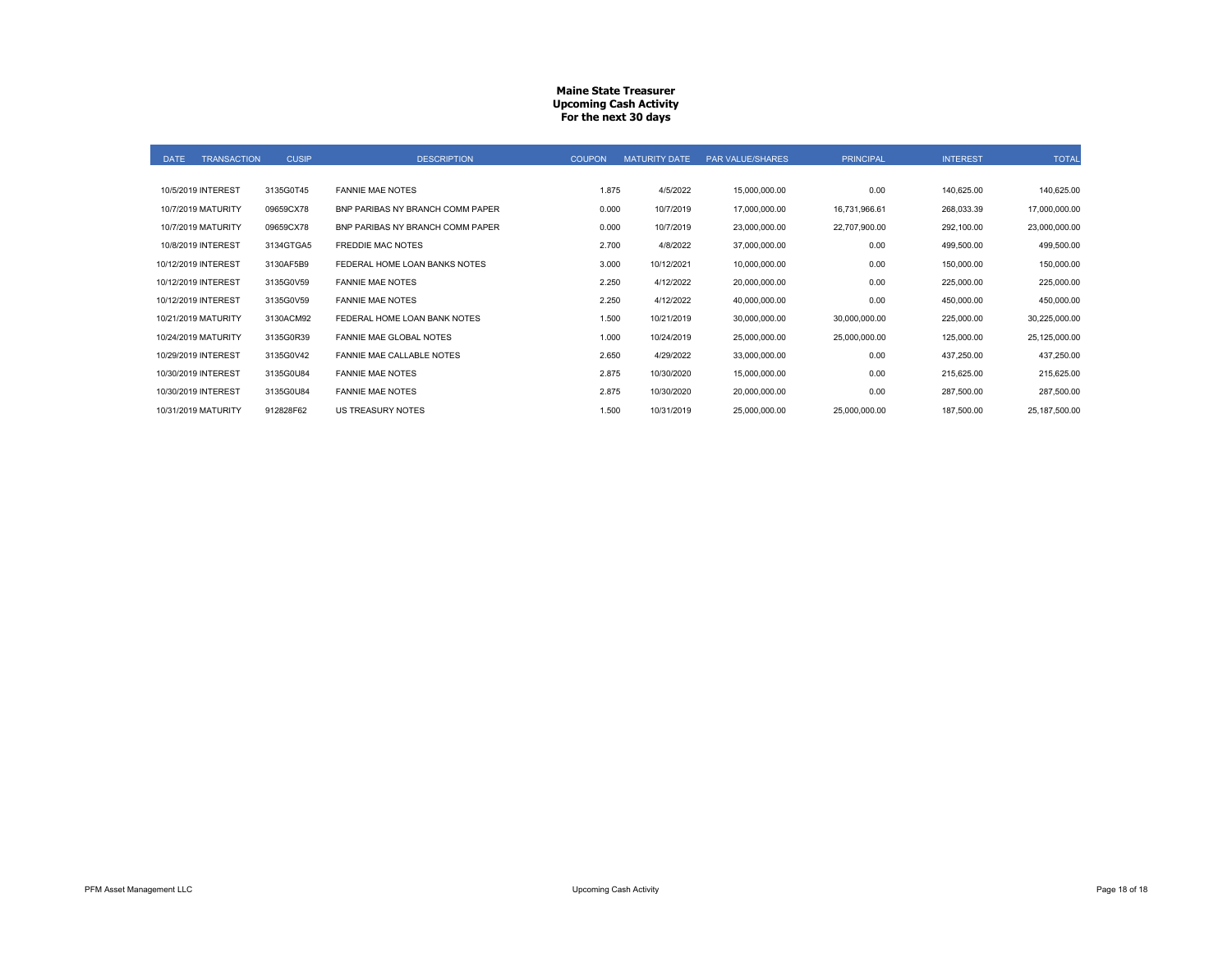# Maine State Treasurer
## Upcoming Cash Activity
### For the next 30 days

| DATE | TRANSACTION | CUSIP | DESCRIPTION | COUPON | MATURITY DATE | PAR VALUE/SHARES | PRINCIPAL | INTEREST | TOTAL |
|---|---|---|---|---|---|---|---|---|---|
| 10/5/2019 | INTEREST | 3135G0T45 | FANNIE MAE NOTES | 1.875 | 4/5/2022 | 15,000,000.00 | 0.00 | 140,625.00 | 140,625.00 |
| 10/7/2019 | MATURITY | 09659CX78 | BNP PARIBAS NY BRANCH COMM PAPER | 0.000 | 10/7/2019 | 17,000,000.00 | 16,731,966.61 | 268,033.39 | 17,000,000.00 |
| 10/7/2019 | MATURITY | 09659CX78 | BNP PARIBAS NY BRANCH COMM PAPER | 0.000 | 10/7/2019 | 23,000,000.00 | 22,707,900.00 | 292,100.00 | 23,000,000.00 |
| 10/8/2019 | INTEREST | 3134GTGA5 | FREDDIE MAC NOTES | 2.700 | 4/8/2022 | 37,000,000.00 | 0.00 | 499,500.00 | 499,500.00 |
| 10/12/2019 | INTEREST | 3130AF5B9 | FEDERAL HOME LOAN BANKS NOTES | 3.000 | 10/12/2021 | 10,000,000.00 | 0.00 | 150,000.00 | 150,000.00 |
| 10/12/2019 | INTEREST | 3135G0V59 | FANNIE MAE NOTES | 2.250 | 4/12/2022 | 20,000,000.00 | 0.00 | 225,000.00 | 225,000.00 |
| 10/12/2019 | INTEREST | 3135G0V59 | FANNIE MAE NOTES | 2.250 | 4/12/2022 | 40,000,000.00 | 0.00 | 450,000.00 | 450,000.00 |
| 10/21/2019 | MATURITY | 3130ACM92 | FEDERAL HOME LOAN BANK NOTES | 1.500 | 10/21/2019 | 30,000,000.00 | 30,000,000.00 | 225,000.00 | 30,225,000.00 |
| 10/24/2019 | MATURITY | 3135G0R39 | FANNIE MAE GLOBAL NOTES | 1.000 | 10/24/2019 | 25,000,000.00 | 25,000,000.00 | 125,000.00 | 25,125,000.00 |
| 10/29/2019 | INTEREST | 3135G0V42 | FANNIE MAE CALLABLE NOTES | 2.650 | 4/29/2022 | 33,000,000.00 | 0.00 | 437,250.00 | 437,250.00 |
| 10/30/2019 | INTEREST | 3135G0U84 | FANNIE MAE NOTES | 2.875 | 10/30/2020 | 15,000,000.00 | 0.00 | 215,625.00 | 215,625.00 |
| 10/30/2019 | INTEREST | 3135G0U84 | FANNIE MAE NOTES | 2.875 | 10/30/2020 | 20,000,000.00 | 0.00 | 287,500.00 | 287,500.00 |
| 10/31/2019 | MATURITY | 912828F62 | US TREASURY NOTES | 1.500 | 10/31/2019 | 25,000,000.00 | 25,000,000.00 | 187,500.00 | 25,187,500.00 |